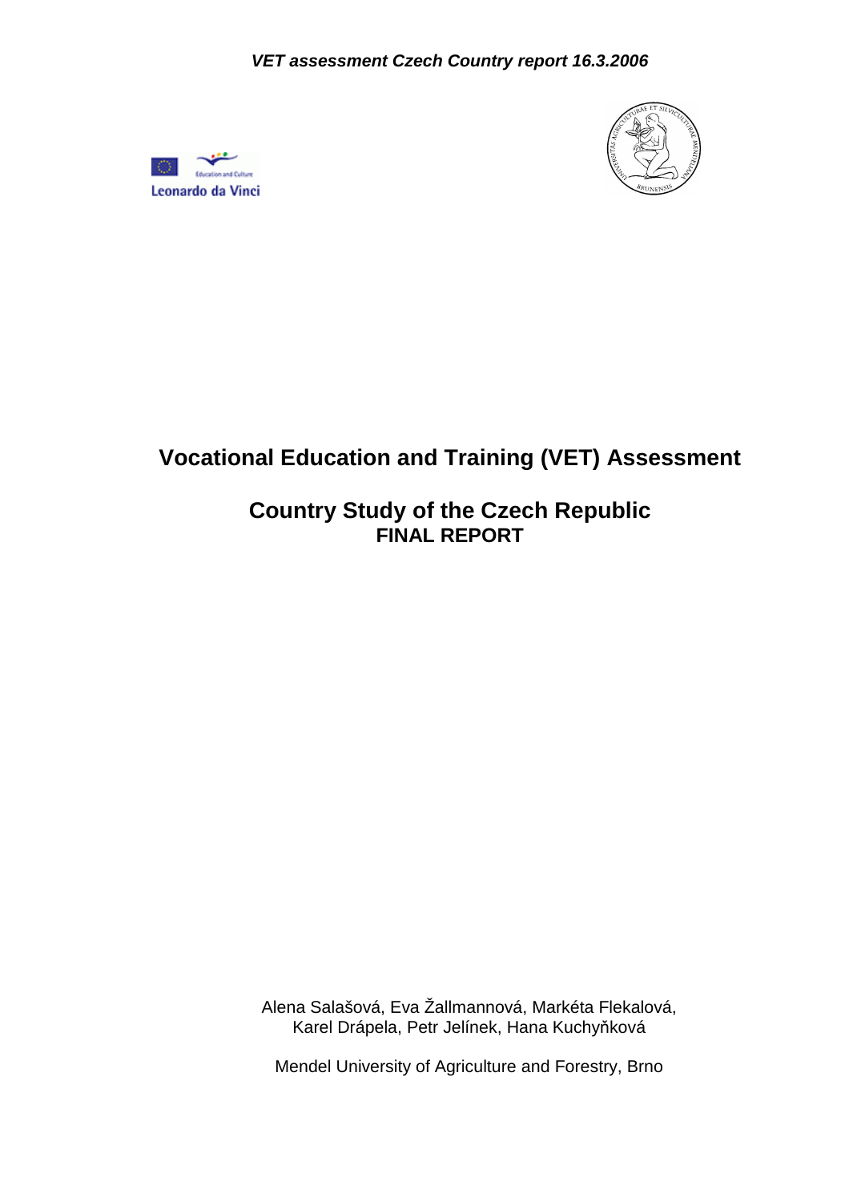# Vocational Education and Training (VET) Assessment

## Country Study of the Czech Republic

**FINAL REPORT**

Alena Salašová, Eva Žallmannová, Markéta Flekalová, Karel Drápela, Petr Jelínek, Hana Kuchyňková

Mendel University of Agriculture and Forestry, Brno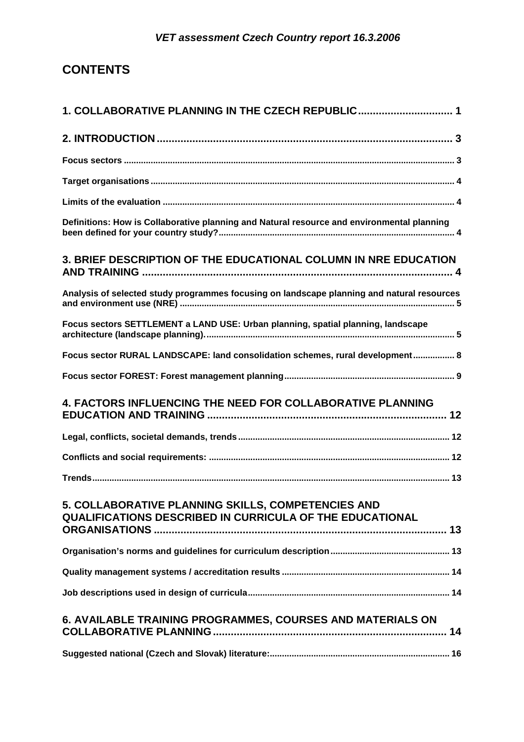# CONTENTS

1. COLLABORATIVE PLANNING IN THE CZECH REPUBLIC ........ 1

2. INTRODUCTION ........ 3

Focus sectors ........ 3

Target organisations ........ 4

Limits of the evaluation ........ 4

Definitions: How is Collaborative planning and Natural resource and environmental planning been defined for your country study? ........ 4

3. BRIEF DESCRIPTION OF THE EDUCATIONAL COLUMN IN NRE EDUCATION AND TRAINING ........ 4

Analysis of selected study programmes focusing on landscape planning and natural resources and environment use (NRE) ........ 5

Focus sectors SETTLEMENT a LAND USE: Urban planning, spatial planning, landscape architecture (landscape planning). ........ 5

Focus sector RURAL LANDSCAPE: land consolidation schemes, rural development ........ 8

Focus sector FOREST: Forest management planning ........ 9

4. FACTORS INFLUENCING THE NEED FOR COLLABORATIVE PLANNING EDUCATION AND TRAINING ........ 12

Legal, conflicts, societal demands, trends ........ 12

Conflicts and social requirements: ........ 12

Trends ........ 13

5. COLLABORATIVE PLANNING SKILLS, COMPETENCIES AND QUALIFICATIONS DESCRIBED IN CURRICULA OF THE EDUCATIONAL ORGANISATIONS ........ 13

Organisation's norms and guidelines for curriculum description ........ 13

Quality management systems / accreditation results ........ 14

Job descriptions used in design of curricula ........ 14

6. AVAILABLE TRAINING PROGRAMMES, COURSES AND MATERIALS ON COLLABORATIVE PLANNING ........ 14

Suggested national (Czech and Slovak) literature: ........ 16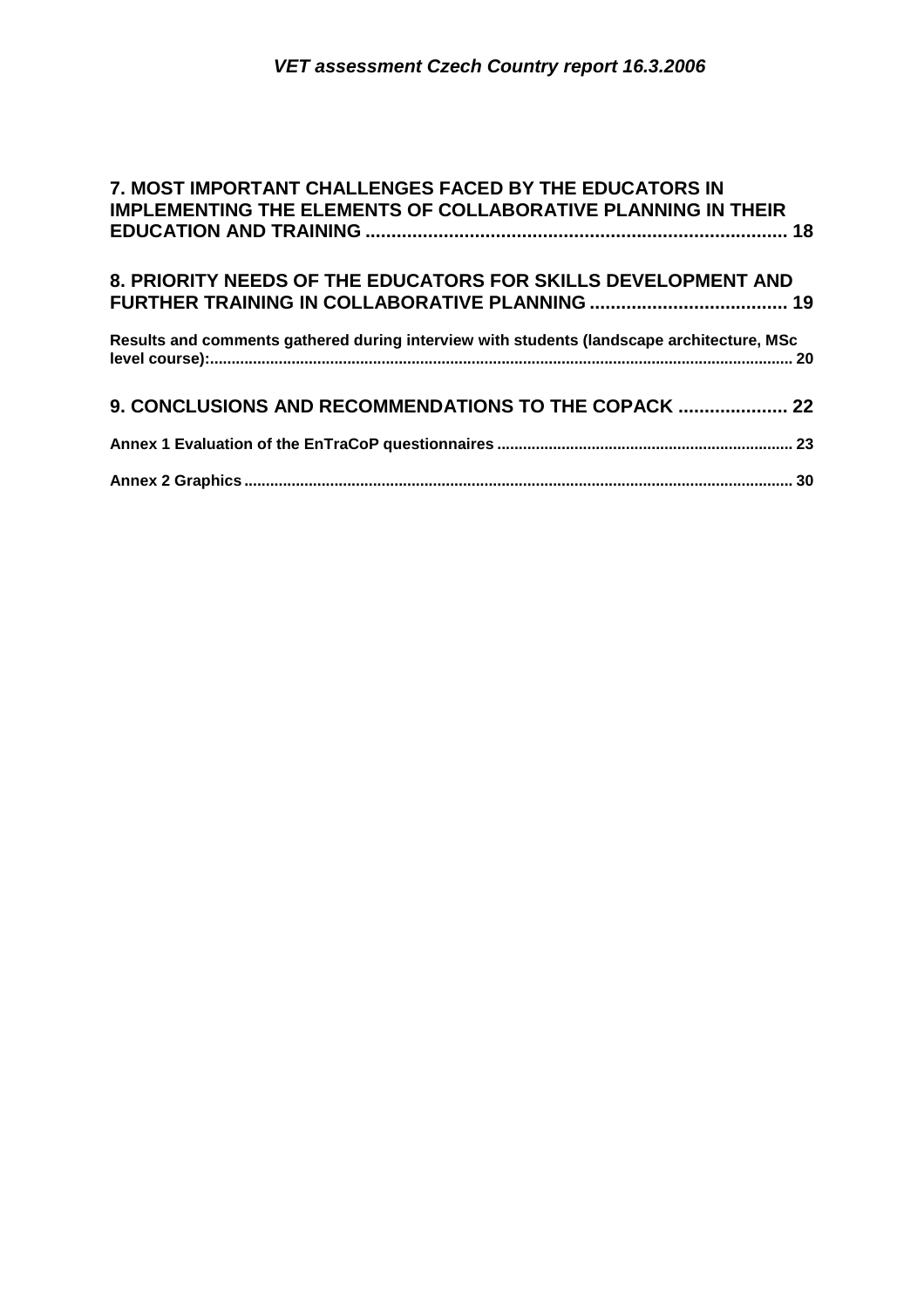7. MOST IMPORTANT CHALLENGES FACED BY THE EDUCATORS IN IMPLEMENTING THE ELEMENTS OF COLLABORATIVE PLANNING IN THEIR EDUCATION AND TRAINING ................................................................................ 18

8. PRIORITY NEEDS OF THE EDUCATORS FOR SKILLS DEVELOPMENT AND FURTHER TRAINING IN COLLABORATIVE PLANNING ...................................... 19

Results and comments gathered during interview with students (landscape architecture, MSc level course):..................................................................................................................................... 20

9. CONCLUSIONS AND RECOMMENDATIONS TO THE COPACK ..................... 22

Annex 1 Evaluation of the EnTraCoP questionnaires .................................................................... 23

Annex 2 Graphics .............................................................................................................................. 30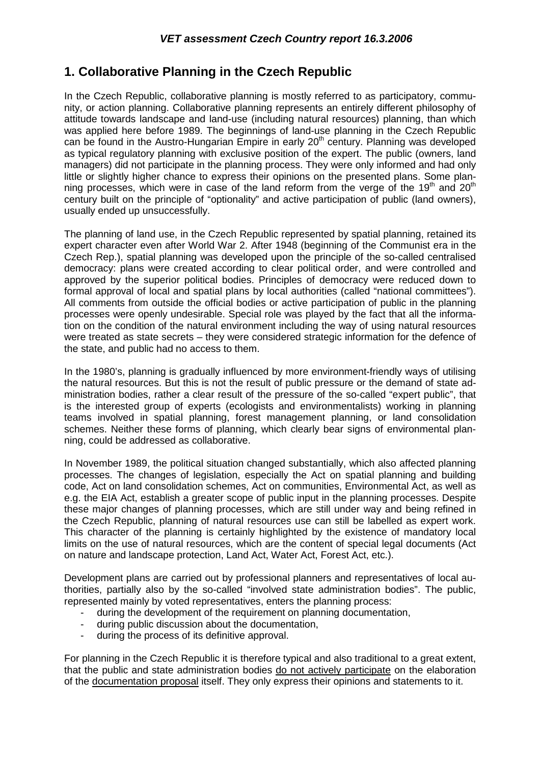## 1. Collaborative Planning in the Czech Republic

In the Czech Republic, collaborative planning is mostly referred to as participatory, community, or action planning. Collaborative planning represents an entirely different philosophy of attitude towards landscape and land-use (including natural resources) planning, than which was applied here before 1989. The beginnings of land-use planning in the Czech Republic can be found in the Austro-Hungarian Empire in early 20th century. Planning was developed as typical regulatory planning with exclusive position of the expert. The public (owners, land managers) did not participate in the planning process. They were only informed and had only little or slightly higher chance to express their opinions on the presented plans. Some planning processes, which were in case of the land reform from the verge of the 19th and 20th century built on the principle of "optionality" and active participation of public (land owners), usually ended up unsuccessfully.

The planning of land use, in the Czech Republic represented by spatial planning, retained its expert character even after World War 2. After 1948 (beginning of the Communist era in the Czech Rep.), spatial planning was developed upon the principle of the so-called centralised democracy: plans were created according to clear political order, and were controlled and approved by the superior political bodies. Principles of democracy were reduced down to formal approval of local and spatial plans by local authorities (called "national committees"). All comments from outside the official bodies or active participation of public in the planning processes were openly undesirable. Special role was played by the fact that all the information on the condition of the natural environment including the way of using natural resources were treated as state secrets – they were considered strategic information for the defence of the state, and public had no access to them.

In the 1980's, planning is gradually influenced by more environment-friendly ways of utilising the natural resources. But this is not the result of public pressure or the demand of state administration bodies, rather a clear result of the pressure of the so-called "expert public", that is the interested group of experts (ecologists and environmentalists) working in planning teams involved in spatial planning, forest management planning, or land consolidation schemes. Neither these forms of planning, which clearly bear signs of environmental planning, could be addressed as collaborative.

In November 1989, the political situation changed substantially, which also affected planning processes. The changes of legislation, especially the Act on spatial planning and building code, Act on land consolidation schemes, Act on communities, Environmental Act, as well as e.g. the EIA Act, establish a greater scope of public input in the planning processes. Despite these major changes of planning processes, which are still under way and being refined in the Czech Republic, planning of natural resources use can still be labelled as expert work. This character of the planning is certainly highlighted by the existence of mandatory local limits on the use of natural resources, which are the content of special legal documents (Act on nature and landscape protection, Land Act, Water Act, Forest Act, etc.).

Development plans are carried out by professional planners and representatives of local authorities, partially also by the so-called "involved state administration bodies". The public, represented mainly by voted representatives, enters the planning process:

- during the development of the requirement on planning documentation,
- during public discussion about the documentation,
- during the process of its definitive approval.

For planning in the Czech Republic it is therefore typical and also traditional to a great extent, that the public and state administration bodies do not actively participate on the elaboration of the documentation proposal itself. They only express their opinions and statements to it.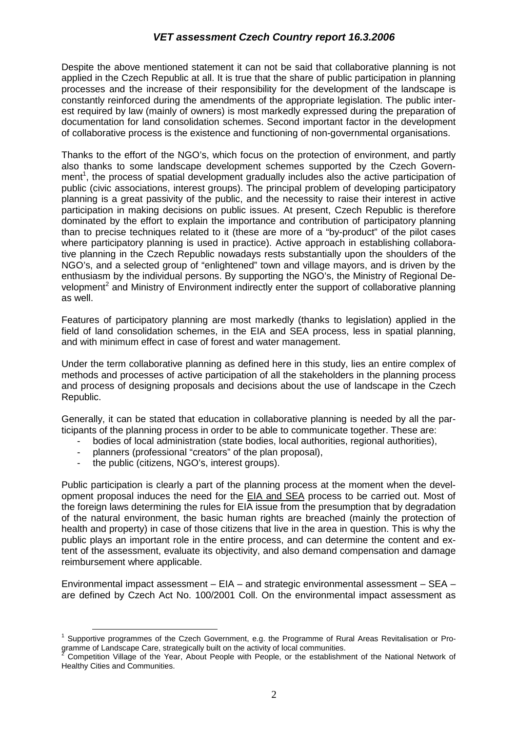Despite the above mentioned statement it can not be said that collaborative planning is not applied in the Czech Republic at all. It is true that the share of public participation in planning processes and the increase of their responsibility for the development of the landscape is constantly reinforced during the amendments of the appropriate legislation. The public interest required by law (mainly of owners) is most markedly expressed during the preparation of documentation for land consolidation schemes. Second important factor in the development of collaborative process is the existence and functioning of non-governmental organisations.

Thanks to the effort of the NGO's, which focus on the protection of environment, and partly also thanks to some landscape development schemes supported by the Czech Government[1], the process of spatial development gradually includes also the active participation of public (civic associations, interest groups). The principal problem of developing participatory planning is a great passivity of the public, and the necessity to raise their interest in active participation in making decisions on public issues. At present, Czech Republic is therefore dominated by the effort to explain the importance and contribution of participatory planning than to precise techniques related to it (these are more of a "by-product" of the pilot cases where participatory planning is used in practice). Active approach in establishing collaborative planning in the Czech Republic nowadays rests substantially upon the shoulders of the NGO's, and a selected group of "enlightened" town and village mayors, and is driven by the enthusiasm by the individual persons. By supporting the NGO's, the Ministry of Regional Development[2] and Ministry of Environment indirectly enter the support of collaborative planning as well.

Features of participatory planning are most markedly (thanks to legislation) applied in the field of land consolidation schemes, in the EIA and SEA process, less in spatial planning, and with minimum effect in case of forest and water management.

Under the term collaborative planning as defined here in this study, lies an entire complex of methods and processes of active participation of all the stakeholders in the planning process and process of designing proposals and decisions about the use of landscape in the Czech Republic.

Generally, it can be stated that education in collaborative planning is needed by all the participants of the planning process in order to be able to communicate together. These are:

- bodies of local administration (state bodies, local authorities, regional authorities),
- planners (professional "creators" of the plan proposal),
- the public (citizens, NGO's, interest groups).

Public participation is clearly a part of the planning process at the moment when the development proposal induces the need for the EIA and SEA process to be carried out. Most of the foreign laws determining the rules for EIA issue from the presumption that by degradation of the natural environment, the basic human rights are breached (mainly the protection of health and property) in case of those citizens that live in the area in question. This is why the public plays an important role in the entire process, and can determine the content and extent of the assessment, evaluate its objectivity, and also demand compensation and damage reimbursement where applicable.

Environmental impact assessment – EIA – and strategic environmental assessment – SEA – are defined by Czech Act No. 100/2001 Coll. On the environmental impact assessment as

---

[1] Supportive programmes of the Czech Government, e.g. the Programme of Rural Areas Revitalisation or Programme of Landscape Care, strategically built on the activity of local communities.

[2] Competition Village of the Year, About People with People, or the establishment of the National Network of Healthy Cities and Communities.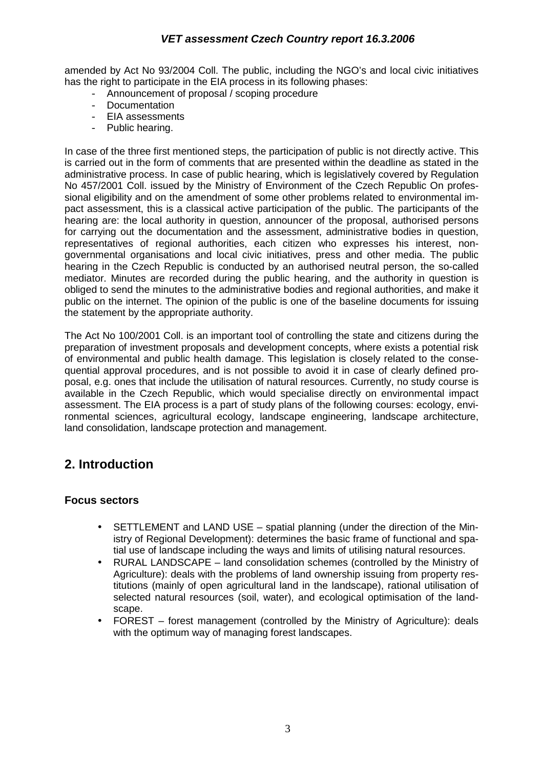amended by Act No 93/2004 Coll. The public, including the NGO's and local civic initiatives has the right to participate in the EIA process in its following phases:

- Announcement of proposal / scoping procedure
- Documentation
- EIA assessments
- Public hearing.

In case of the three first mentioned steps, the participation of public is not directly active. This is carried out in the form of comments that are presented within the deadline as stated in the administrative process. In case of public hearing, which is legislatively covered by Regulation No 457/2001 Coll. issued by the Ministry of Environment of the Czech Republic On professional eligibility and on the amendment of some other problems related to environmental impact assessment, this is a classical active participation of the public. The participants of the hearing are: the local authority in question, announcer of the proposal, authorised persons for carrying out the documentation and the assessment, administrative bodies in question, representatives of regional authorities, each citizen who expresses his interest, non-governmental organisations and local civic initiatives, press and other media. The public hearing in the Czech Republic is conducted by an authorised neutral person, the so-called mediator. Minutes are recorded during the public hearing, and the authority in question is obliged to send the minutes to the administrative bodies and regional authorities, and make it public on the internet. The opinion of the public is one of the baseline documents for issuing the statement by the appropriate authority.

The Act No 100/2001 Coll. is an important tool of controlling the state and citizens during the preparation of investment proposals and development concepts, where exists a potential risk of environmental and public health damage. This legislation is closely related to the consequential approval procedures, and is not possible to avoid it in case of clearly defined proposal, e.g. ones that include the utilisation of natural resources. Currently, no study course is available in the Czech Republic, which would specialise directly on environmental impact assessment. The EIA process is a part of study plans of the following courses: ecology, environmental sciences, agricultural ecology, landscape engineering, landscape architecture, land consolidation, landscape protection and management.

## 2. Introduction

### Focus sectors

- SETTLEMENT and LAND USE – spatial planning (under the direction of the Ministry of Regional Development): determines the basic frame of functional and spatial use of landscape including the ways and limits of utilising natural resources.
- RURAL LANDSCAPE – land consolidation schemes (controlled by the Ministry of Agriculture): deals with the problems of land ownership issuing from property restitutions (mainly of open agricultural land in the landscape), rational utilisation of selected natural resources (soil, water), and ecological optimisation of the landscape.
- FOREST – forest management (controlled by the Ministry of Agriculture): deals with the optimum way of managing forest landscapes.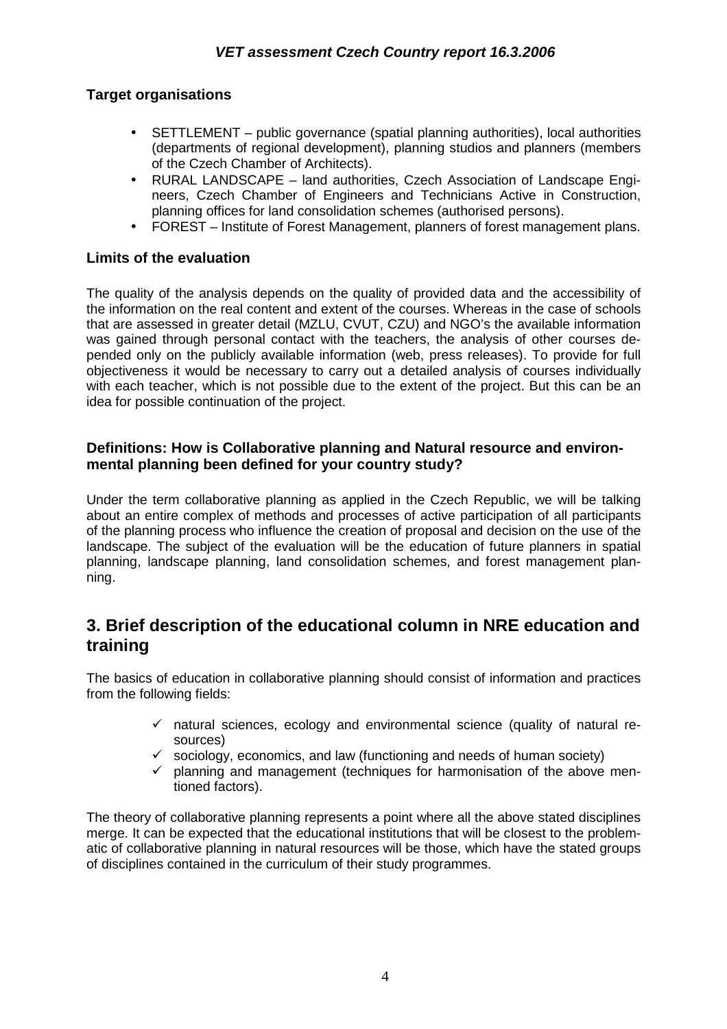### Target organisations

- SETTLEMENT – public governance (spatial planning authorities), local authorities (departments of regional development), planning studios and planners (members of the Czech Chamber of Architects).
- RURAL LANDSCAPE – land authorities, Czech Association of Landscape Engineers, Czech Chamber of Engineers and Technicians Active in Construction, planning offices for land consolidation schemes (authorised persons).
- FOREST – Institute of Forest Management, planners of forest management plans.

### Limits of the evaluation

The quality of the analysis depends on the quality of provided data and the accessibility of the information on the real content and extent of the courses. Whereas in the case of schools that are assessed in greater detail (MZLU, CVUT, CZU) and NGO's the available information was gained through personal contact with the teachers, the analysis of other courses depended only on the publicly available information (web, press releases). To provide for full objectiveness it would be necessary to carry out a detailed analysis of courses individually with each teacher, which is not possible due to the extent of the project. But this can be an idea for possible continuation of the project.

### Definitions: How is Collaborative planning and Natural resource and environmental planning been defined for your country study?

Under the term collaborative planning as applied in the Czech Republic, we will be talking about an entire complex of methods and processes of active participation of all participants of the planning process who influence the creation of proposal and decision on the use of the landscape. The subject of the evaluation will be the education of future planners in spatial planning, landscape planning, land consolidation schemes, and forest management planning.

## 3. Brief description of the educational column in NRE education and training

The basics of education in collaborative planning should consist of information and practices from the following fields:

- ✓ natural sciences, ecology and environmental science (quality of natural resources)
- ✓ sociology, economics, and law (functioning and needs of human society)
- ✓ planning and management (techniques for harmonisation of the above mentioned factors).

The theory of collaborative planning represents a point where all the above stated disciplines merge. It can be expected that the educational institutions that will be closest to the problematic of collaborative planning in natural resources will be those, which have the stated groups of disciplines contained in the curriculum of their study programmes.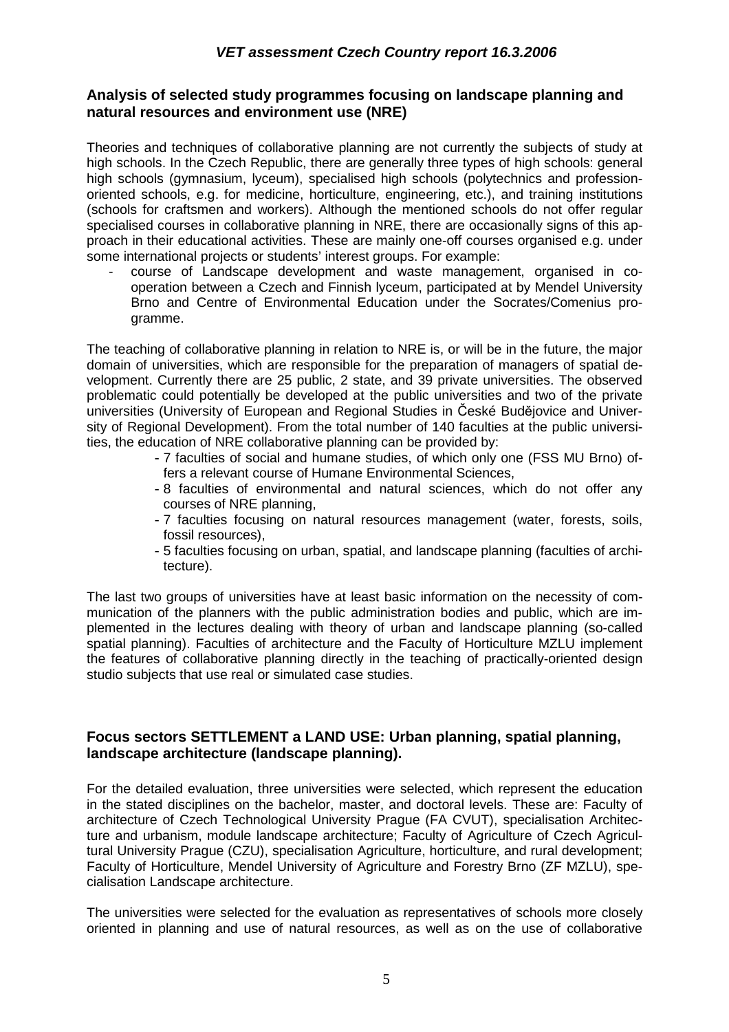## Analysis of selected study programmes focusing on landscape planning and natural resources and environment use (NRE)

Theories and techniques of collaborative planning are not currently the subjects of study at high schools. In the Czech Republic, there are generally three types of high schools: general high schools (gymnasium, lyceum), specialised high schools (polytechnics and profession-oriented schools, e.g. for medicine, horticulture, engineering, etc.), and training institutions (schools for craftsmen and workers). Although the mentioned schools do not offer regular specialised courses in collaborative planning in NRE, there are occasionally signs of this approach in their educational activities. These are mainly one-off courses organised e.g. under some international projects or students' interest groups. For example:

- course of Landscape development and waste management, organised in co-operation between a Czech and Finnish lyceum, participated at by Mendel University Brno and Centre of Environmental Education under the Socrates/Comenius programme.

The teaching of collaborative planning in relation to NRE is, or will be in the future, the major domain of universities, which are responsible for the preparation of managers of spatial development. Currently there are 25 public, 2 state, and 39 private universities. The observed problematic could potentially be developed at the public universities and two of the private universities (University of European and Regional Studies in České Budějovice and University of Regional Development). From the total number of 140 faculties at the public universities, the education of NRE collaborative planning can be provided by:

- 7 faculties of social and humane studies, of which only one (FSS MU Brno) offers a relevant course of Humane Environmental Sciences,
- 8 faculties of environmental and natural sciences, which do not offer any courses of NRE planning,
- 7 faculties focusing on natural resources management (water, forests, soils, fossil resources),
- 5 faculties focusing on urban, spatial, and landscape planning (faculties of architecture).

The last two groups of universities have at least basic information on the necessity of communication of the planners with the public administration bodies and public, which are implemented in the lectures dealing with theory of urban and landscape planning (so-called spatial planning). Faculties of architecture and the Faculty of Horticulture MZLU implement the features of collaborative planning directly in the teaching of practically-oriented design studio subjects that use real or simulated case studies.

## Focus sectors SETTLEMENT a LAND USE: Urban planning, spatial planning, landscape architecture (landscape planning).

For the detailed evaluation, three universities were selected, which represent the education in the stated disciplines on the bachelor, master, and doctoral levels. These are: Faculty of architecture of Czech Technological University Prague (FA CVUT), specialisation Architecture and urbanism, module landscape architecture; Faculty of Agriculture of Czech Agricultural University Prague (CZU), specialisation Agriculture, horticulture, and rural development; Faculty of Horticulture, Mendel University of Agriculture and Forestry Brno (ZF MZLU), specialisation Landscape architecture.

The universities were selected for the evaluation as representatives of schools more closely oriented in planning and use of natural resources, as well as on the use of collaborative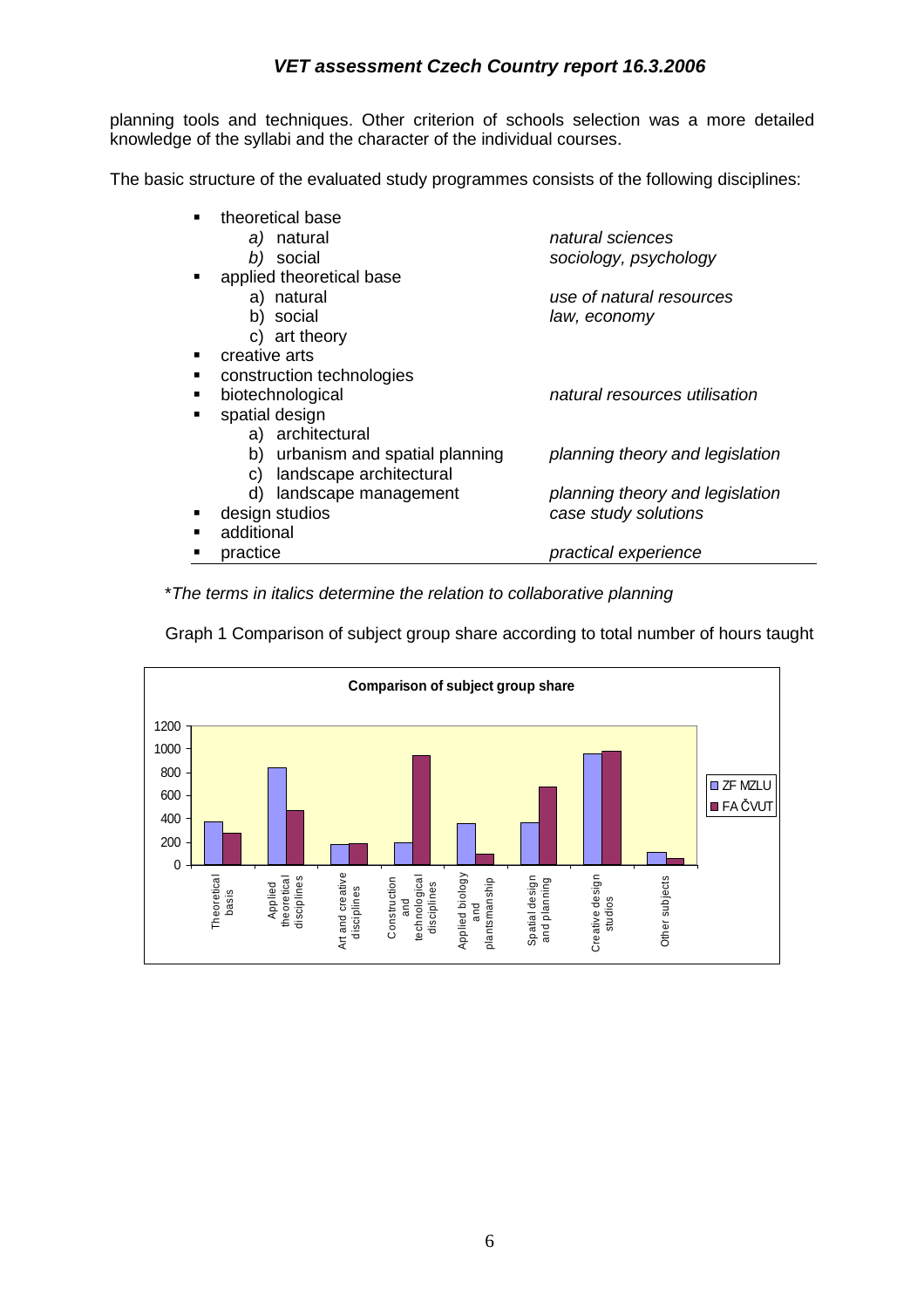planning tools and techniques. Other criterion of schools selection was a more detailed knowledge of the syllabi and the character of the individual courses.

The basic structure of the evaluated study programmes consists of the following disciplines:

| | |
|---|---|
| ▪ theoretical base | |
| *a)* natural | *natural sciences* |
| *b)* social | *sociology, psychology* |
| ▪ applied theoretical base | |
| a) natural | *use of natural resources* |
| b) social | *law, economy* |
| c) art theory | |
| ▪ creative arts | |
| ▪ construction technologies | |
| ▪ biotechnological | *natural resources utilisation* |
| ▪ spatial design | |
| a) architectural | |
| b) urbanism and spatial planning | *planning theory and legislation* |
| c) landscape architectural | |
| d) landscape management | *planning theory and legislation* |
| ▪ design studios | *case study solutions* |
| ▪ additional | |
| ▪ practice | *practical experience* |

\**The terms in italics determine the relation to collaborative planning*

Graph 1 Comparison of subject group share according to total number of hours taught

**Comparison of subject group share**

| Subject group | ZF MZLU | FA ČVUT |
|---|---|---|
| Theoretical basis | ~370 | ~270 |
| Applied theoretical disciplines | ~840 | ~470 |
| Art and creative disciplines | ~170 | ~180 |
| Construction and technological disciplines | ~190 | ~950 |
| Applied biology and plantsmanship | ~350 | ~90 |
| Spatial design and planning | ~360 | ~670 |
| Creative design studios | ~960 | ~980 |
| Other subjects | ~110 | ~50 |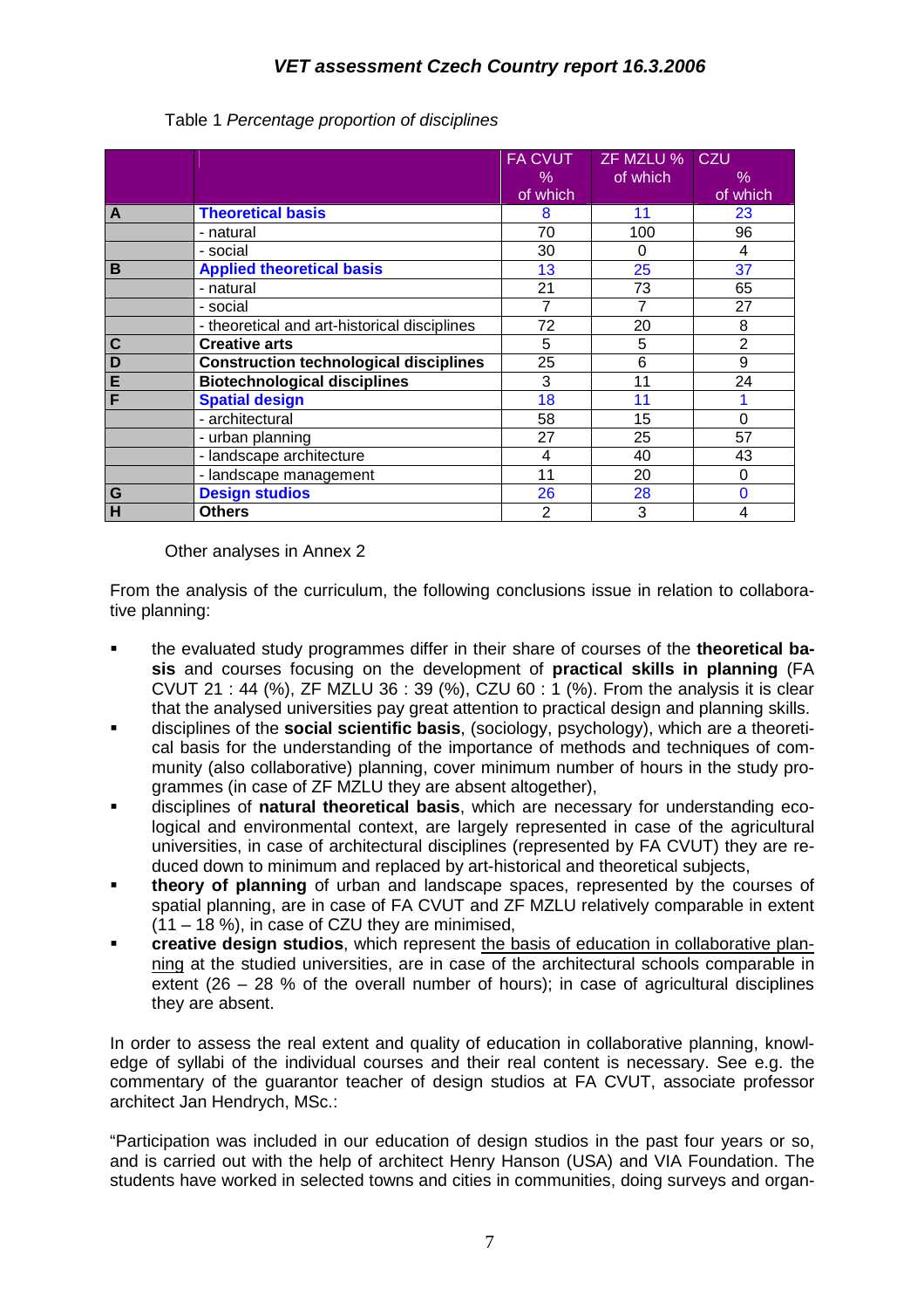Table 1 *Percentage proportion of disciplines*

| | | FA CVUT % of which | ZF MZLU % of which | CZU % of which |
|---|---|---|---|---|
| A | **Theoretical basis** | 8 | 11 | 23 |
| | - natural | 70 | 100 | 96 |
| | - social | 30 | 0 | 4 |
| B | **Applied theoretical basis** | 13 | 25 | 37 |
| | - natural | 21 | 73 | 65 |
| | - social | 7 | 7 | 27 |
| | - theoretical and art-historical disciplines | 72 | 20 | 8 |
| C | **Creative arts** | 5 | 5 | 2 |
| D | **Construction technological disciplines** | 25 | 6 | 9 |
| E | **Biotechnological disciplines** | 3 | 11 | 24 |
| F | **Spatial design** | 18 | 11 | 1 |
| | - architectural | 58 | 15 | 0 |
| | - urban planning | 27 | 25 | 57 |
| | - landscape architecture | 4 | 40 | 43 |
| | - landscape management | 11 | 20 | 0 |
| G | **Design studios** | 26 | 28 | 0 |
| H | **Others** | 2 | 3 | 4 |

Other analyses in Annex 2

From the analysis of the curriculum, the following conclusions issue in relation to collaborative planning:

- the evaluated study programmes differ in their share of courses of the **theoretical basis** and courses focusing on the development of **practical skills in planning** (FA CVUT 21 : 44 (%), ZF MZLU 36 : 39 (%), CZU 60 : 1 (%). From the analysis it is clear that the analysed universities pay great attention to practical design and planning skills.
- disciplines of the **social scientific basis**, (sociology, psychology), which are a theoretical basis for the understanding of the importance of methods and techniques of community (also collaborative) planning, cover minimum number of hours in the study programmes (in case of ZF MZLU they are absent altogether),
- disciplines of **natural theoretical basis**, which are necessary for understanding ecological and environmental context, are largely represented in case of the agricultural universities, in case of architectural disciplines (represented by FA CVUT) they are reduced down to minimum and replaced by art-historical and theoretical subjects,
- **theory of planning** of urban and landscape spaces, represented by the courses of spatial planning, are in case of FA CVUT and ZF MZLU relatively comparable in extent (11 – 18 %), in case of CZU they are minimised,
- **creative design studios**, which represent the basis of education in collaborative planning at the studied universities, are in case of the architectural schools comparable in extent (26 – 28 % of the overall number of hours); in case of agricultural disciplines they are absent.

In order to assess the real extent and quality of education in collaborative planning, knowledge of syllabi of the individual courses and their real content is necessary. See e.g. the commentary of the guarantor teacher of design studios at FA CVUT, associate professor architect Jan Hendrych, MSc.:

"Participation was included in our education of design studios in the past four years or so, and is carried out with the help of architect Henry Hanson (USA) and VIA Foundation. The students have worked in selected towns and cities in communities, doing surveys and organ-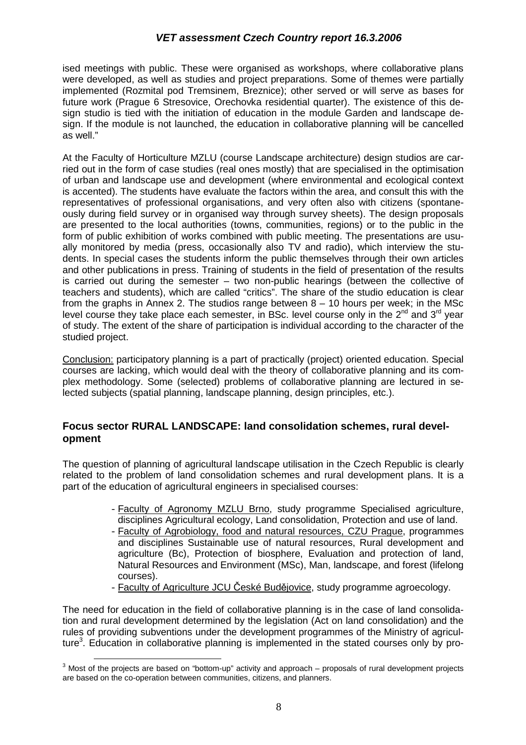ised meetings with public. These were organised as workshops, where collaborative plans were developed, as well as studies and project preparations. Some of themes were partially implemented (Rozmital pod Tremsinem, Breznice); other served or will serve as bases for future work (Prague 6 Stresovice, Orechovka residential quarter). The existence of this design studio is tied with the initiation of education in the module Garden and landscape design. If the module is not launched, the education in collaborative planning will be cancelled as well."

At the Faculty of Horticulture MZLU (course Landscape architecture) design studios are carried out in the form of case studies (real ones mostly) that are specialised in the optimisation of urban and landscape use and development (where environmental and ecological context is accented). The students have evaluate the factors within the area, and consult this with the representatives of professional organisations, and very often also with citizens (spontaneously during field survey or in organised way through survey sheets). The design proposals are presented to the local authorities (towns, communities, regions) or to the public in the form of public exhibition of works combined with public meeting. The presentations are usually monitored by media (press, occasionally also TV and radio), which interview the students. In special cases the students inform the public themselves through their own articles and other publications in press. Training of students in the field of presentation of the results is carried out during the semester – two non-public hearings (between the collective of teachers and students), which are called "critics". The share of the studio education is clear from the graphs in Annex 2. The studios range between 8 – 10 hours per week; in the MSc level course they take place each semester, in BSc. level course only in the 2nd and 3rd year of study. The extent of the share of participation is individual according to the character of the studied project.

Conclusion: participatory planning is a part of practically (project) oriented education. Special courses are lacking, which would deal with the theory of collaborative planning and its complex methodology. Some (selected) problems of collaborative planning are lectured in selected subjects (spatial planning, landscape planning, design principles, etc.).

## Focus sector RURAL LANDSCAPE: land consolidation schemes, rural development

The question of planning of agricultural landscape utilisation in the Czech Republic is clearly related to the problem of land consolidation schemes and rural development plans. It is a part of the education of agricultural engineers in specialised courses:

- Faculty of Agronomy MZLU Brno, study programme Specialised agriculture, disciplines Agricultural ecology, Land consolidation, Protection and use of land.
- Faculty of Agrobiology, food and natural resources, CZU Prague, programmes and disciplines Sustainable use of natural resources, Rural development and agriculture (Bc), Protection of biosphere, Evaluation and protection of land, Natural Resources and Environment (MSc), Man, landscape, and forest (lifelong courses).
- Faculty of Agriculture JCU České Budějovice, study programme agroecology.

The need for education in the field of collaborative planning is in the case of land consolidation and rural development determined by the legislation (Act on land consolidation) and the rules of providing subventions under the development programmes of the Ministry of agriculture[3]. Education in collaborative planning is implemented in the stated courses only by pro-

[3] Most of the projects are based on "bottom-up" activity and approach – proposals of rural development projects are based on the co-operation between communities, citizens, and planners.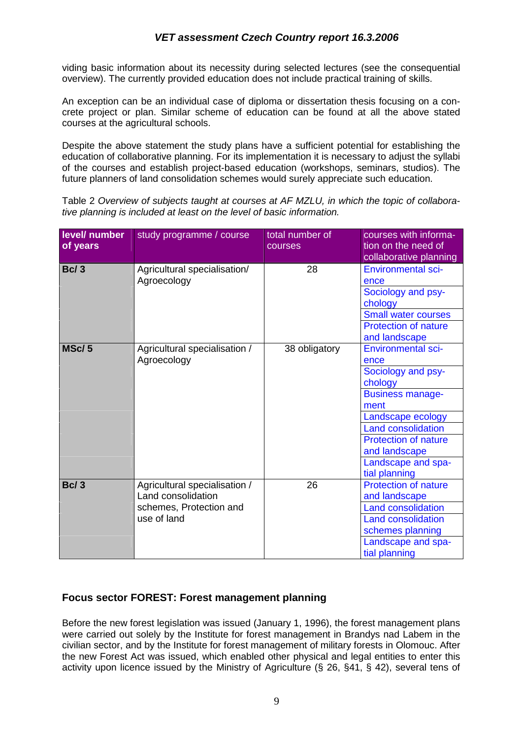viding basic information about its necessity during selected lectures (see the consequential overview). The currently provided education does not include practical training of skills.

An exception can be an individual case of diploma or dissertation thesis focusing on a concrete project or plan. Similar scheme of education can be found at all the above stated courses at the agricultural schools.

Despite the above statement the study plans have a sufficient potential for establishing the education of collaborative planning. For its implementation it is necessary to adjust the syllabi of the courses and establish project-based education (workshops, seminars, studios). The future planners of land consolidation schemes would surely appreciate such education.

Table 2 *Overview of subjects taught at courses at AF MZLU, in which the topic of collaborative planning is included at least on the level of basic information.*

| level/ number of years | study programme / course | total number of courses | courses with information on the need of collaborative planning |
|---|---|---|---|
| **Bc/ 3** | Agricultural specialisation/ Agroecology | 28 | Environmental science |
| | | | Sociology and psychology |
| | | | Small water courses |
| | | | Protection of nature and landscape |
| **MSc/ 5** | Agricultural specialisation / Agroecology | 38 obligatory | Environmental science |
| | | | Sociology and psychology |
| | | | Business management |
| | | | Landscape ecology |
| | | | Land consolidation |
| | | | Protection of nature and landscape |
| | | | Landscape and spatial planning |
| **Bc/ 3** | Agricultural specialisation / Land consolidation schemes, Protection and use of land | 26 | Protection of nature and landscape |
| | | | Land consolidation |
| | | | Land consolidation schemes planning |
| | | | Landscape and spatial planning |

## Focus sector FOREST: Forest management planning

Before the new forest legislation was issued (January 1, 1996), the forest management plans were carried out solely by the Institute for forest management in Brandys nad Labem in the civilian sector, and by the Institute for forest management of military forests in Olomouc. After the new Forest Act was issued, which enabled other physical and legal entities to enter this activity upon licence issued by the Ministry of Agriculture (§ 26, §41, § 42), several tens of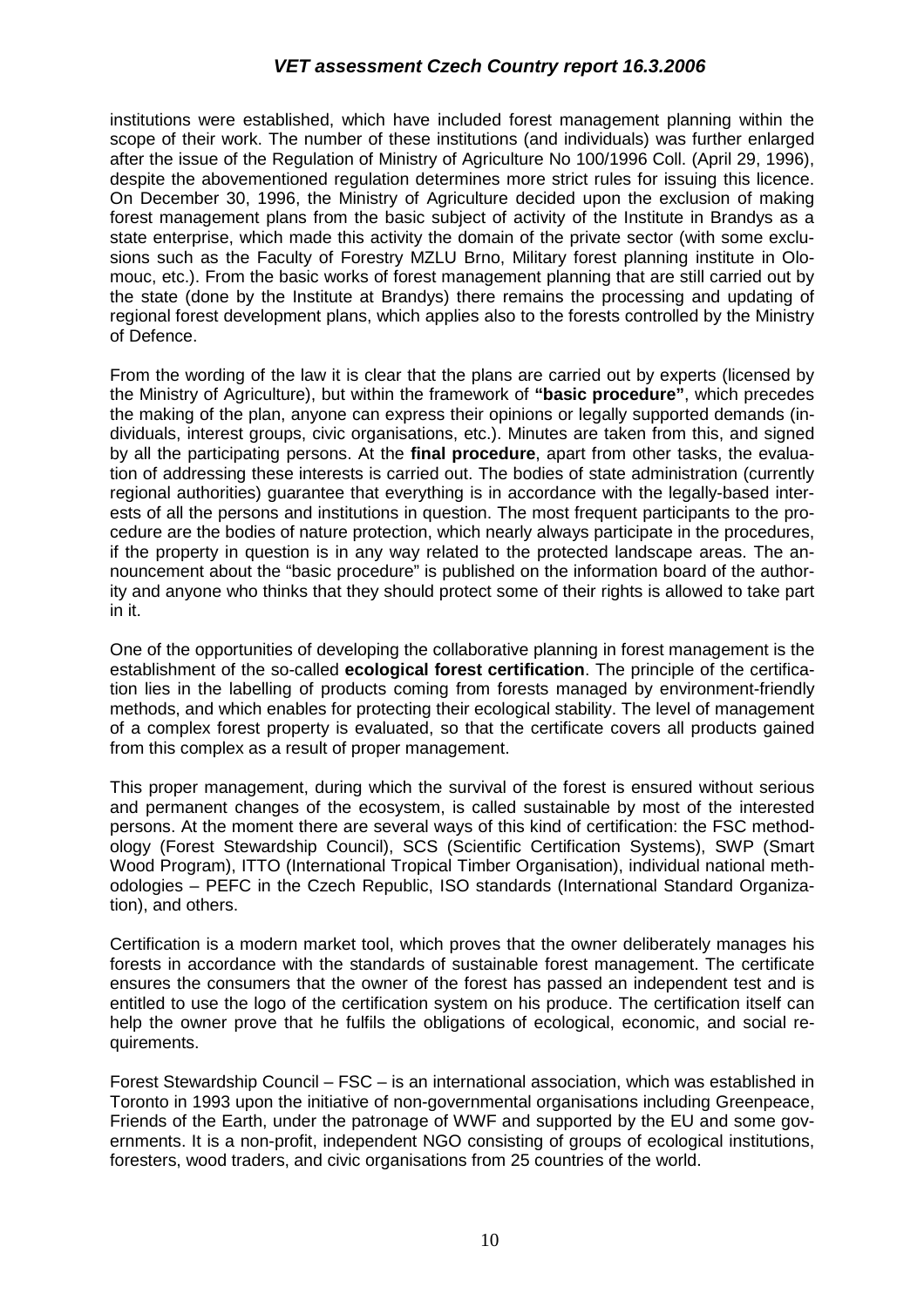institutions were established, which have included forest management planning within the scope of their work. The number of these institutions (and individuals) was further enlarged after the issue of the Regulation of Ministry of Agriculture No 100/1996 Coll. (April 29, 1996), despite the abovementioned regulation determines more strict rules for issuing this licence. On December 30, 1996, the Ministry of Agriculture decided upon the exclusion of making forest management plans from the basic subject of activity of the Institute in Brandys as a state enterprise, which made this activity the domain of the private sector (with some exclusions such as the Faculty of Forestry MZLU Brno, Military forest planning institute in Olomouc, etc.). From the basic works of forest management planning that are still carried out by the state (done by the Institute at Brandys) there remains the processing and updating of regional forest development plans, which applies also to the forests controlled by the Ministry of Defence.

From the wording of the law it is clear that the plans are carried out by experts (licensed by the Ministry of Agriculture), but within the framework of **"basic procedure"**, which precedes the making of the plan, anyone can express their opinions or legally supported demands (individuals, interest groups, civic organisations, etc.). Minutes are taken from this, and signed by all the participating persons. At the **final procedure**, apart from other tasks, the evaluation of addressing these interests is carried out. The bodies of state administration (currently regional authorities) guarantee that everything is in accordance with the legally-based interests of all the persons and institutions in question. The most frequent participants to the procedure are the bodies of nature protection, which nearly always participate in the procedures, if the property in question is in any way related to the protected landscape areas. The announcement about the "basic procedure" is published on the information board of the authority and anyone who thinks that they should protect some of their rights is allowed to take part in it.

One of the opportunities of developing the collaborative planning in forest management is the establishment of the so-called **ecological forest certification**. The principle of the certification lies in the labelling of products coming from forests managed by environment-friendly methods, and which enables for protecting their ecological stability. The level of management of a complex forest property is evaluated, so that the certificate covers all products gained from this complex as a result of proper management.

This proper management, during which the survival of the forest is ensured without serious and permanent changes of the ecosystem, is called sustainable by most of the interested persons. At the moment there are several ways of this kind of certification: the FSC methodology (Forest Stewardship Council), SCS (Scientific Certification Systems), SWP (Smart Wood Program), ITTO (International Tropical Timber Organisation), individual national methodologies – PEFC in the Czech Republic, ISO standards (International Standard Organization), and others.

Certification is a modern market tool, which proves that the owner deliberately manages his forests in accordance with the standards of sustainable forest management. The certificate ensures the consumers that the owner of the forest has passed an independent test and is entitled to use the logo of the certification system on his produce. The certification itself can help the owner prove that he fulfils the obligations of ecological, economic, and social requirements.

Forest Stewardship Council – FSC – is an international association, which was established in Toronto in 1993 upon the initiative of non-governmental organisations including Greenpeace, Friends of the Earth, under the patronage of WWF and supported by the EU and some governments. It is a non-profit, independent NGO consisting of groups of ecological institutions, foresters, wood traders, and civic organisations from 25 countries of the world.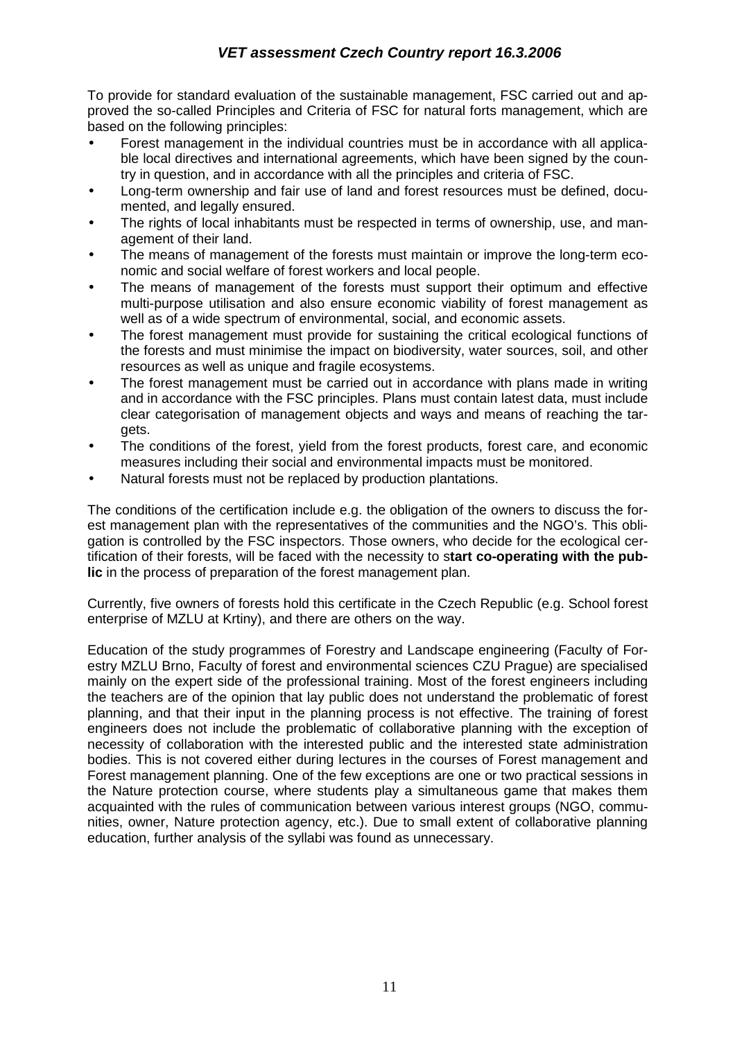To provide for standard evaluation of the sustainable management, FSC carried out and approved the so-called Principles and Criteria of FSC for natural forts management, which are based on the following principles:

- Forest management in the individual countries must be in accordance with all applicable local directives and international agreements, which have been signed by the country in question, and in accordance with all the principles and criteria of FSC.
- Long-term ownership and fair use of land and forest resources must be defined, documented, and legally ensured.
- The rights of local inhabitants must be respected in terms of ownership, use, and management of their land.
- The means of management of the forests must maintain or improve the long-term economic and social welfare of forest workers and local people.
- The means of management of the forests must support their optimum and effective multi-purpose utilisation and also ensure economic viability of forest management as well as of a wide spectrum of environmental, social, and economic assets.
- The forest management must provide for sustaining the critical ecological functions of the forests and must minimise the impact on biodiversity, water sources, soil, and other resources as well as unique and fragile ecosystems.
- The forest management must be carried out in accordance with plans made in writing and in accordance with the FSC principles. Plans must contain latest data, must include clear categorisation of management objects and ways and means of reaching the targets.
- The conditions of the forest, yield from the forest products, forest care, and economic measures including their social and environmental impacts must be monitored.
- Natural forests must not be replaced by production plantations.

The conditions of the certification include e.g. the obligation of the owners to discuss the forest management plan with the representatives of the communities and the NGO's. This obligation is controlled by the FSC inspectors. Those owners, who decide for the ecological certification of their forests, will be faced with the necessity to s**tart co-operating with the public** in the process of preparation of the forest management plan.

Currently, five owners of forests hold this certificate in the Czech Republic (e.g. School forest enterprise of MZLU at Krtiny), and there are others on the way.

Education of the study programmes of Forestry and Landscape engineering (Faculty of Forestry MZLU Brno, Faculty of forest and environmental sciences CZU Prague) are specialised mainly on the expert side of the professional training. Most of the forest engineers including the teachers are of the opinion that lay public does not understand the problematic of forest planning, and that their input in the planning process is not effective. The training of forest engineers does not include the problematic of collaborative planning with the exception of necessity of collaboration with the interested public and the interested state administration bodies. This is not covered either during lectures in the courses of Forest management and Forest management planning. One of the few exceptions are one or two practical sessions in the Nature protection course, where students play a simultaneous game that makes them acquainted with the rules of communication between various interest groups (NGO, communities, owner, Nature protection agency, etc.). Due to small extent of collaborative planning education, further analysis of the syllabi was found as unnecessary.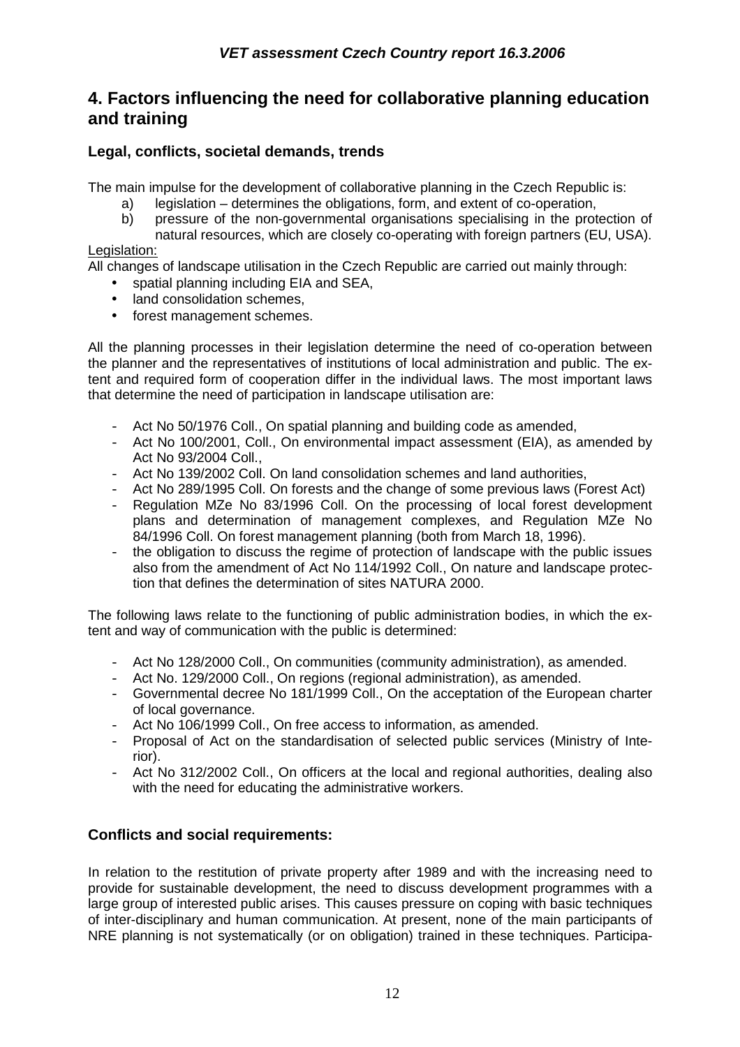## 4. Factors influencing the need for collaborative planning education and training

### Legal, conflicts, societal demands, trends

The main impulse for the development of collaborative planning in the Czech Republic is:

a) legislation – determines the obligations, form, and extent of co-operation,
b) pressure of the non-governmental organisations specialising in the protection of natural resources, which are closely co-operating with foreign partners (EU, USA).

Legislation:

All changes of landscape utilisation in the Czech Republic are carried out mainly through:

- spatial planning including EIA and SEA,
- land consolidation schemes,
- forest management schemes.

All the planning processes in their legislation determine the need of co-operation between the planner and the representatives of institutions of local administration and public. The extent and required form of cooperation differ in the individual laws. The most important laws that determine the need of participation in landscape utilisation are:

- Act No 50/1976 Coll., On spatial planning and building code as amended,
- Act No 100/2001, Coll., On environmental impact assessment (EIA), as amended by Act No 93/2004 Coll.,
- Act No 139/2002 Coll. On land consolidation schemes and land authorities,
- Act No 289/1995 Coll. On forests and the change of some previous laws (Forest Act)
- Regulation MZe No 83/1996 Coll. On the processing of local forest development plans and determination of management complexes, and Regulation MZe No 84/1996 Coll. On forest management planning (both from March 18, 1996).
- the obligation to discuss the regime of protection of landscape with the public issues also from the amendment of Act No 114/1992 Coll., On nature and landscape protection that defines the determination of sites NATURA 2000.

The following laws relate to the functioning of public administration bodies, in which the extent and way of communication with the public is determined:

- Act No 128/2000 Coll., On communities (community administration), as amended.
- Act No. 129/2000 Coll., On regions (regional administration), as amended.
- Governmental decree No 181/1999 Coll., On the acceptation of the European charter of local governance.
- Act No 106/1999 Coll., On free access to information, as amended.
- Proposal of Act on the standardisation of selected public services (Ministry of Interior).
- Act No 312/2002 Coll., On officers at the local and regional authorities, dealing also with the need for educating the administrative workers.

### Conflicts and social requirements:

In relation to the restitution of private property after 1989 and with the increasing need to provide for sustainable development, the need to discuss development programmes with a large group of interested public arises. This causes pressure on coping with basic techniques of inter-disciplinary and human communication. At present, none of the main participants of NRE planning is not systematically (or on obligation) trained in these techniques. Participa-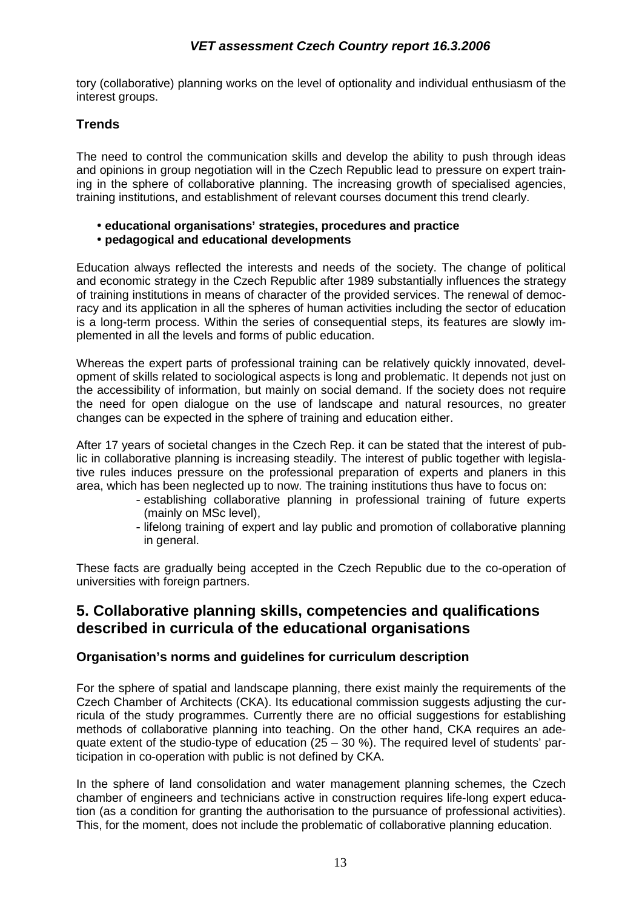tory (collaborative) planning works on the level of optionality and individual enthusiasm of the interest groups.

### Trends

The need to control the communication skills and develop the ability to push through ideas and opinions in group negotiation will in the Czech Republic lead to pressure on expert training in the sphere of collaborative planning. The increasing growth of specialised agencies, training institutions, and establishment of relevant courses document this trend clearly.

- **educational organisations' strategies, procedures and practice**
- **pedagogical and educational developments**

Education always reflected the interests and needs of the society. The change of political and economic strategy in the Czech Republic after 1989 substantially influences the strategy of training institutions in means of character of the provided services. The renewal of democracy and its application in all the spheres of human activities including the sector of education is a long-term process. Within the series of consequential steps, its features are slowly implemented in all the levels and forms of public education.

Whereas the expert parts of professional training can be relatively quickly innovated, development of skills related to sociological aspects is long and problematic. It depends not just on the accessibility of information, but mainly on social demand. If the society does not require the need for open dialogue on the use of landscape and natural resources, no greater changes can be expected in the sphere of training and education either.

After 17 years of societal changes in the Czech Rep. it can be stated that the interest of public in collaborative planning is increasing steadily. The interest of public together with legislative rules induces pressure on the professional preparation of experts and planers in this area, which has been neglected up to now. The training institutions thus have to focus on:

- establishing collaborative planning in professional training of future experts (mainly on MSc level),
- lifelong training of expert and lay public and promotion of collaborative planning in general.

These facts are gradually being accepted in the Czech Republic due to the co-operation of universities with foreign partners.

## 5. Collaborative planning skills, competencies and qualifications described in curricula of the educational organisations

### Organisation's norms and guidelines for curriculum description

For the sphere of spatial and landscape planning, there exist mainly the requirements of the Czech Chamber of Architects (CKA). Its educational commission suggests adjusting the curricula of the study programmes. Currently there are no official suggestions for establishing methods of collaborative planning into teaching. On the other hand, CKA requires an adequate extent of the studio-type of education (25 – 30 %). The required level of students' participation in co-operation with public is not defined by CKA.

In the sphere of land consolidation and water management planning schemes, the Czech chamber of engineers and technicians active in construction requires life-long expert education (as a condition for granting the authorisation to the pursuance of professional activities). This, for the moment, does not include the problematic of collaborative planning education.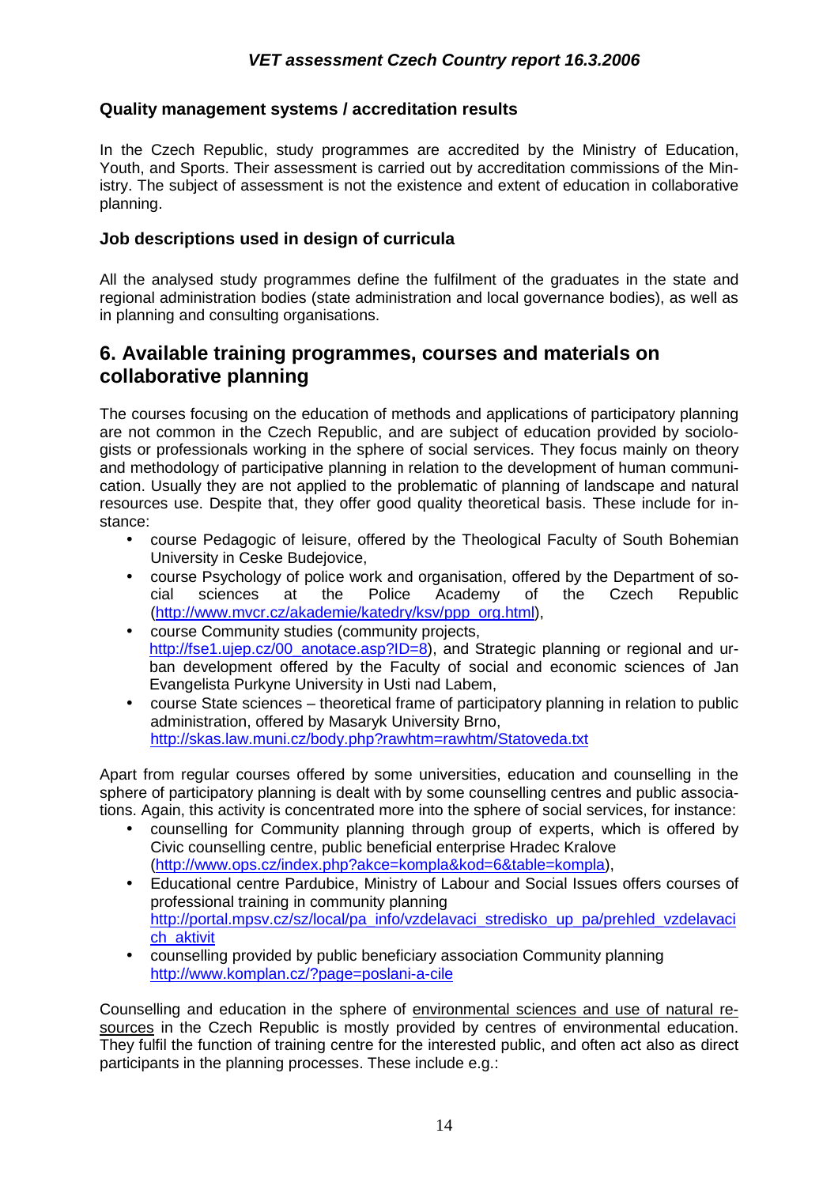### Quality management systems / accreditation results

In the Czech Republic, study programmes are accredited by the Ministry of Education, Youth, and Sports. Their assessment is carried out by accreditation commissions of the Ministry. The subject of assessment is not the existence and extent of education in collaborative planning.

### Job descriptions used in design of curricula

All the analysed study programmes define the fulfilment of the graduates in the state and regional administration bodies (state administration and local governance bodies), as well as in planning and consulting organisations.

## 6. Available training programmes, courses and materials on collaborative planning

The courses focusing on the education of methods and applications of participatory planning are not common in the Czech Republic, and are subject of education provided by sociologists or professionals working in the sphere of social services. They focus mainly on theory and methodology of participative planning in relation to the development of human communication. Usually they are not applied to the problematic of planning of landscape and natural resources use. Despite that, they offer good quality theoretical basis. These include for instance:

- course Pedagogic of leisure, offered by the Theological Faculty of South Bohemian University in Ceske Budejovice,
- course Psychology of police work and organisation, offered by the Department of social sciences at the Police Academy of the Czech Republic (http://www.mvcr.cz/akademie/katedry/ksv/ppp_org.html),
- course Community studies (community projects, http://fse1.ujep.cz/00_anotace.asp?ID=8), and Strategic planning or regional and urban development offered by the Faculty of social and economic sciences of Jan Evangelista Purkyne University in Usti nad Labem,
- course State sciences – theoretical frame of participatory planning in relation to public administration, offered by Masaryk University Brno, http://skas.law.muni.cz/body.php?rawhtm=rawhtm/Statoveda.txt

Apart from regular courses offered by some universities, education and counselling in the sphere of participatory planning is dealt with by some counselling centres and public associations. Again, this activity is concentrated more into the sphere of social services, for instance:

- counselling for Community planning through group of experts, which is offered by Civic counselling centre, public beneficial enterprise Hradec Kralove (http://www.ops.cz/index.php?akce=kompla&kod=6&table=kompla),
- Educational centre Pardubice, Ministry of Labour and Social Issues offers courses of professional training in community planning http://portal.mpsv.cz/sz/local/pa_info/vzdelavaci_stredisko_up_pa/prehled_vzdelavacich_aktivit
- counselling provided by public beneficiary association Community planning http://www.komplan.cz/?page=poslani-a-cile

Counselling and education in the sphere of environmental sciences and use of natural resources in the Czech Republic is mostly provided by centres of environmental education. They fulfil the function of training centre for the interested public, and often act also as direct participants in the planning processes. These include e.g.: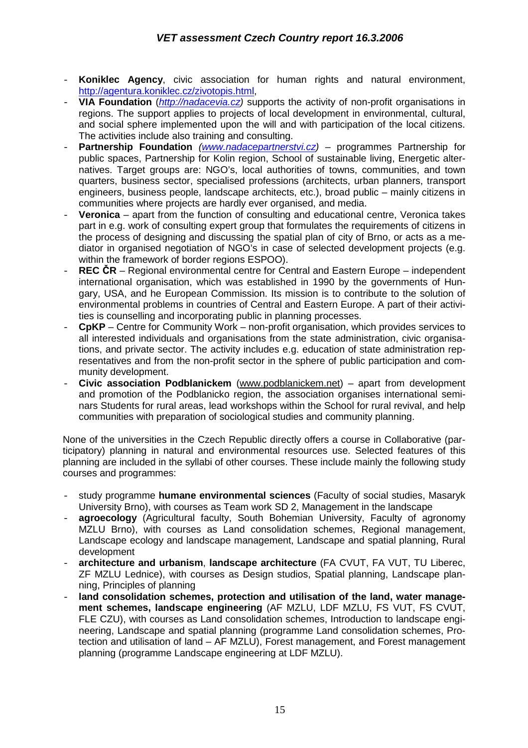- **Koniklec Agency**, civic association for human rights and natural environment, http://agentura.koniklec.cz/zivotopis.html,
- **VIA Foundation** (*http://nadacevia.cz)* supports the activity of non-profit organisations in regions. The support applies to projects of local development in environmental, cultural, and social sphere implemented upon the will and with participation of the local citizens. The activities include also training and consulting.
- **Partnership Foundation** *(www.nadacepartnerstvi.cz)* – programmes Partnership for public spaces, Partnership for Kolin region, School of sustainable living, Energetic alternatives. Target groups are: NGO's, local authorities of towns, communities, and town quarters, business sector, specialised professions (architects, urban planners, transport engineers, business people, landscape architects, etc.), broad public – mainly citizens in communities where projects are hardly ever organised, and media.
- **Veronica** – apart from the function of consulting and educational centre, Veronica takes part in e.g. work of consulting expert group that formulates the requirements of citizens in the process of designing and discussing the spatial plan of city of Brno, or acts as a mediator in organised negotiation of NGO's in case of selected development projects (e.g. within the framework of border regions ESPOO).
- **REC ČR** – Regional environmental centre for Central and Eastern Europe – independent international organisation, which was established in 1990 by the governments of Hungary, USA, and he European Commission. Its mission is to contribute to the solution of environmental problems in countries of Central and Eastern Europe. A part of their activities is counselling and incorporating public in planning processes.
- **CpKP** – Centre for Community Work – non-profit organisation, which provides services to all interested individuals and organisations from the state administration, civic organisations, and private sector. The activity includes e.g. education of state administration representatives and from the non-profit sector in the sphere of public participation and community development.
- **Civic association Podblanickem** (www.podblanickem.net) – apart from development and promotion of the Podblanicko region, the association organises international seminars Students for rural areas, lead workshops within the School for rural revival, and help communities with preparation of sociological studies and community planning.

None of the universities in the Czech Republic directly offers a course in Collaborative (participatory) planning in natural and environmental resources use. Selected features of this planning are included in the syllabi of other courses. These include mainly the following study courses and programmes:

- study programme **humane environmental sciences** (Faculty of social studies, Masaryk University Brno), with courses as Team work SD 2, Management in the landscape
- **agroecology** (Agricultural faculty, South Bohemian University, Faculty of agronomy MZLU Brno), with courses as Land consolidation schemes, Regional management, Landscape ecology and landscape management, Landscape and spatial planning, Rural development
- **architecture and urbanism**, **landscape architecture** (FA CVUT, FA VUT, TU Liberec, ZF MZLU Lednice), with courses as Design studios, Spatial planning, Landscape planning, Principles of planning
- **land consolidation schemes, protection and utilisation of the land, water management schemes, landscape engineering** (AF MZLU, LDF MZLU, FS VUT, FS CVUT, FLE CZU), with courses as Land consolidation schemes, Introduction to landscape engineering, Landscape and spatial planning (programme Land consolidation schemes, Protection and utilisation of land – AF MZLU), Forest management, and Forest management planning (programme Landscape engineering at LDF MZLU).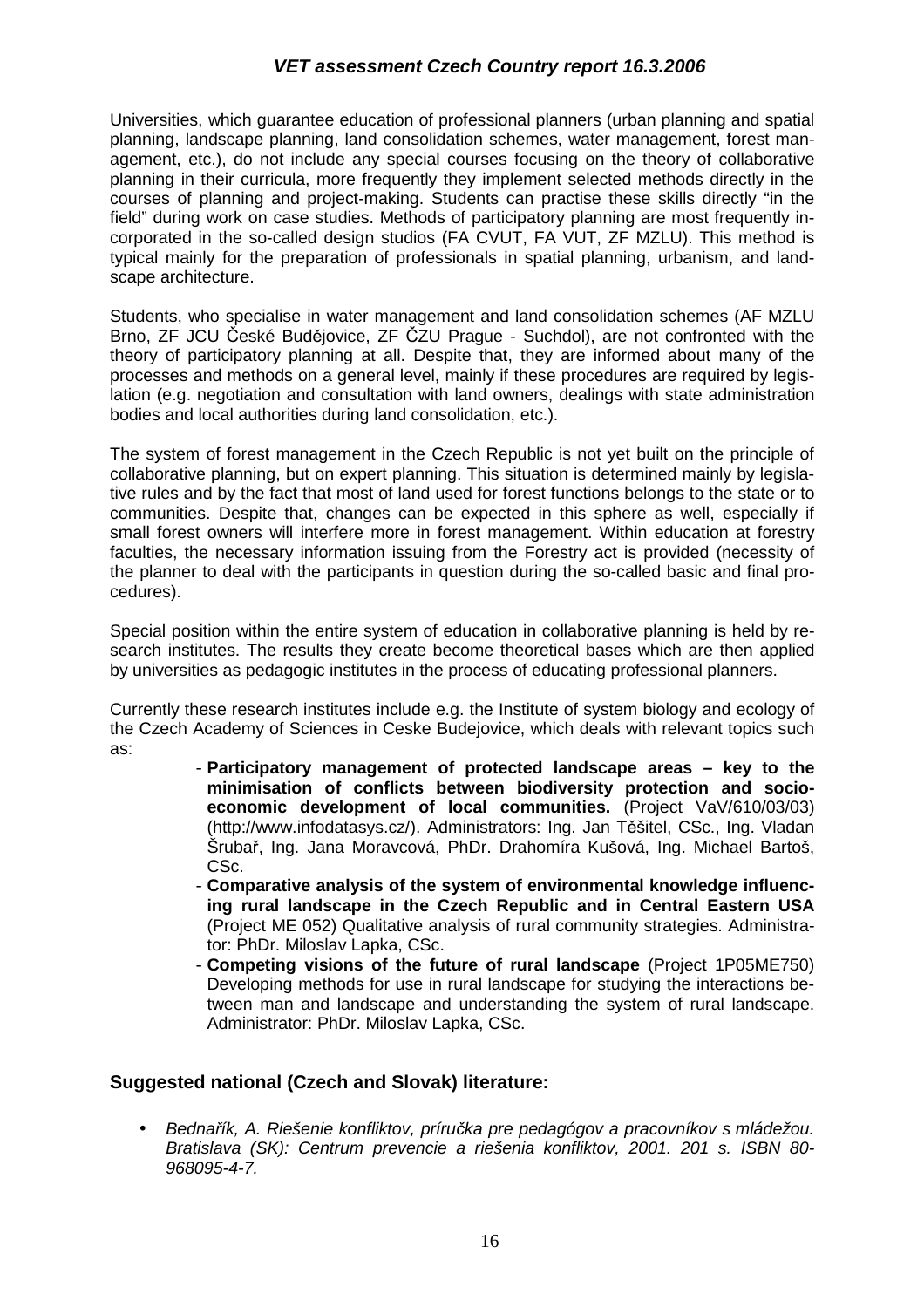Universities, which guarantee education of professional planners (urban planning and spatial planning, landscape planning, land consolidation schemes, water management, forest management, etc.), do not include any special courses focusing on the theory of collaborative planning in their curricula, more frequently they implement selected methods directly in the courses of planning and project-making. Students can practise these skills directly "in the field" during work on case studies. Methods of participatory planning are most frequently incorporated in the so-called design studios (FA CVUT, FA VUT, ZF MZLU). This method is typical mainly for the preparation of professionals in spatial planning, urbanism, and landscape architecture.

Students, who specialise in water management and land consolidation schemes (AF MZLU Brno, ZF JCU České Budějovice, ZF ČZU Prague - Suchdol), are not confronted with the theory of participatory planning at all. Despite that, they are informed about many of the processes and methods on a general level, mainly if these procedures are required by legislation (e.g. negotiation and consultation with land owners, dealings with state administration bodies and local authorities during land consolidation, etc.).

The system of forest management in the Czech Republic is not yet built on the principle of collaborative planning, but on expert planning. This situation is determined mainly by legislative rules and by the fact that most of land used for forest functions belongs to the state or to communities. Despite that, changes can be expected in this sphere as well, especially if small forest owners will interfere more in forest management. Within education at forestry faculties, the necessary information issuing from the Forestry act is provided (necessity of the planner to deal with the participants in question during the so-called basic and final procedures).

Special position within the entire system of education in collaborative planning is held by research institutes. The results they create become theoretical bases which are then applied by universities as pedagogic institutes in the process of educating professional planners.

Currently these research institutes include e.g. the Institute of system biology and ecology of the Czech Academy of Sciences in Ceske Budejovice, which deals with relevant topics such as:

- **Participatory management of protected landscape areas – key to the minimisation of conflicts between biodiversity protection and socio-economic development of local communities.** (Project VaV/610/03/03) (http://www.infodatasys.cz/). Administrators: Ing. Jan Těšitel, CSc., Ing. Vladan Šrubař, Ing. Jana Moravcová, PhDr. Drahomíra Kušová, Ing. Michael Bartoš, CSc.
- **Comparative analysis of the system of environmental knowledge influencing rural landscape in the Czech Republic and in Central Eastern USA** (Project ME 052) Qualitative analysis of rural community strategies. Administrator: PhDr. Miloslav Lapka, CSc.
- **Competing visions of the future of rural landscape** (Project 1P05ME750) Developing methods for use in rural landscape for studying the interactions between man and landscape and understanding the system of rural landscape. Administrator: PhDr. Miloslav Lapka, CSc.

## Suggested national (Czech and Slovak) literature:

- *Bednařík, A. Riešenie konfliktov, príručka pre pedagógov a pracovníkov s mládežou. Bratislava (SK): Centrum prevencie a riešenia konfliktov, 2001. 201 s. ISBN 80-968095-4-7.*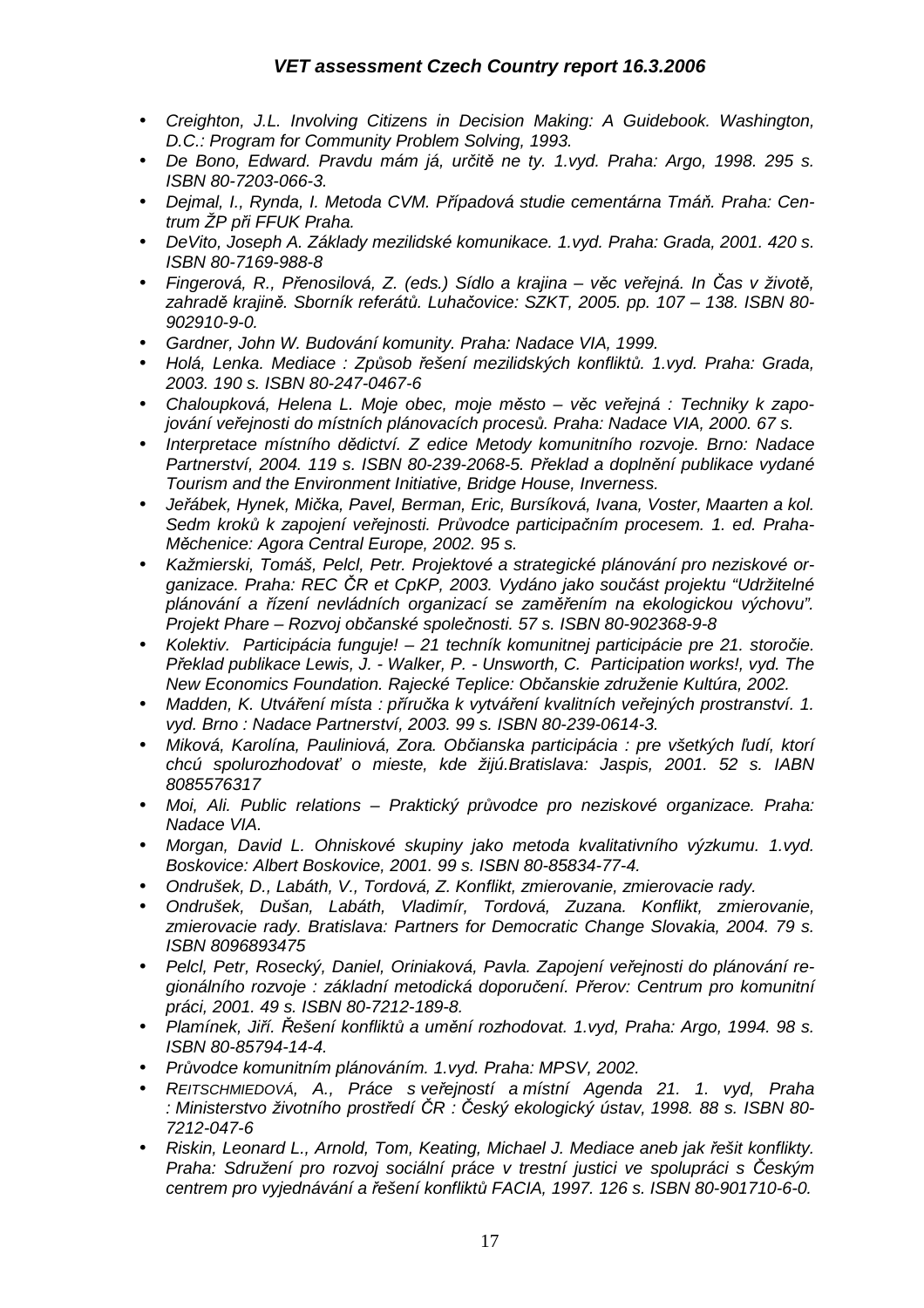- *Creighton, J.L. Involving Citizens in Decision Making: A Guidebook. Washington, D.C.: Program for Community Problem Solving, 1993.*
- *De Bono, Edward. Pravdu mám já, určitě ne ty. 1.vyd. Praha: Argo, 1998. 295 s. ISBN 80-7203-066-3.*
- *Dejmal, I., Rynda, I. Metoda CVM. Případová studie cementárna Tmáň. Praha: Centrum ŽP při FFUK Praha.*
- *DeVito, Joseph A. Základy mezilidské komunikace. 1.vyd. Praha: Grada, 2001. 420 s. ISBN 80-7169-988-8*
- *Fingerová, R., Přenosilová, Z. (eds.) Sídlo a krajina – věc veřejná. In Čas v životě, zahradě krajině. Sborník referátů. Luhačovice: SZKT, 2005. pp. 107 – 138. ISBN 80-902910-9-0.*
- *Gardner, John W. Budování komunity. Praha: Nadace VIA, 1999.*
- *Holá, Lenka. Mediace : Způsob řešení mezilidských konfliktů. 1.vyd. Praha: Grada, 2003. 190 s. ISBN 80-247-0467-6*
- *Chaloupková, Helena L. Moje obec, moje město – věc veřejná : Techniky k zapojování veřejnosti do místních plánovacích procesů. Praha: Nadace VIA, 2000. 67 s.*
- *Interpretace místního dědictví. Z edice Metody komunitního rozvoje. Brno: Nadace Partnerství, 2004. 119 s. ISBN 80-239-2068-5. Překlad a doplnění publikace vydané Tourism and the Environment Initiative, Bridge House, Inverness.*
- *Jeřábek, Hynek, Mička, Pavel, Berman, Eric, Bursíková, Ivana, Voster, Maarten a kol. Sedm kroků k zapojení veřejnosti. Průvodce participačním procesem. 1. ed. Praha-Měchenice: Agora Central Europe, 2002. 95 s.*
- *Kažmierski, Tomáš, Pelcl, Petr. Projektové a strategické plánování pro neziskové organizace. Praha: REC ČR et CpKP, 2003. Vydáno jako součást projektu "Udržitelné plánování a řízení nevládních organizací se zaměřením na ekologickou výchovu". Projekt Phare – Rozvoj občanské společnosti. 57 s. ISBN 80-902368-9-8*
- *Kolektiv. Participácia funguje! – 21 techník komunitnej participácie pre 21. storočie. Překlad publikace Lewis, J. - Walker, P. - Unsworth, C. Participation works!, vyd. The New Economics Foundation. Rajecké Teplice: Občanskie združenie Kultúra, 2002.*
- *Madden, K. Utváření místa : příručka k vytváření kvalitních veřejných prostranství. 1. vyd. Brno : Nadace Partnerství, 2003. 99 s. ISBN 80-239-0614-3.*
- *Miková, Karolína, Pauliniová, Zora. Občianska participácia : pre všetkých ľudí, ktorí chcú spolurozhodovať o mieste, kde žijú.Bratislava: Jaspis, 2001. 52 s. IABN 8085576317*
- *Moi, Ali. Public relations – Praktický průvodce pro neziskové organizace. Praha: Nadace VIA.*
- *Morgan, David L. Ohniskové skupiny jako metoda kvalitativního výzkumu. 1.vyd. Boskovice: Albert Boskovice, 2001. 99 s. ISBN 80-85834-77-4.*
- *Ondrušek, D., Labáth, V., Tordová, Z. Konflikt, zmierovanie, zmierovacie rady.*
- *Ondrušek, Dušan, Labáth, Vladimír, Tordová, Zuzana. Konflikt, zmierovanie, zmierovacie rady. Bratislava: Partners for Democratic Change Slovakia, 2004. 79 s. ISBN 8096893475*
- *Pelcl, Petr, Rosecký, Daniel, Oriniaková, Pavla. Zapojení veřejnosti do plánování regionálního rozvoje : základní metodická doporučení. Přerov: Centrum pro komunitní práci, 2001. 49 s. ISBN 80-7212-189-8.*
- *Plamínek, Jiří. Řešení konfliktů a umění rozhodovat. 1.vyd, Praha: Argo, 1994. 98 s. ISBN 80-85794-14-4.*
- *Průvodce komunitním plánováním. 1.vyd. Praha: MPSV, 2002.*
- *REITSCHMIEDOVÁ, A., Práce s veřejností a místní Agenda 21. 1. vyd, Praha : Ministerstvo životního prostředí ČR : Český ekologický ústav, 1998. 88 s. ISBN 80-7212-047-6*
- *Riskin, Leonard L., Arnold, Tom, Keating, Michael J. Mediace aneb jak řešit konflikty. Praha: Sdružení pro rozvoj sociální práce v trestní justici ve spolupráci s Českým centrem pro vyjednávání a řešení konfliktů FACIA, 1997. 126 s. ISBN 80-901710-6-0.*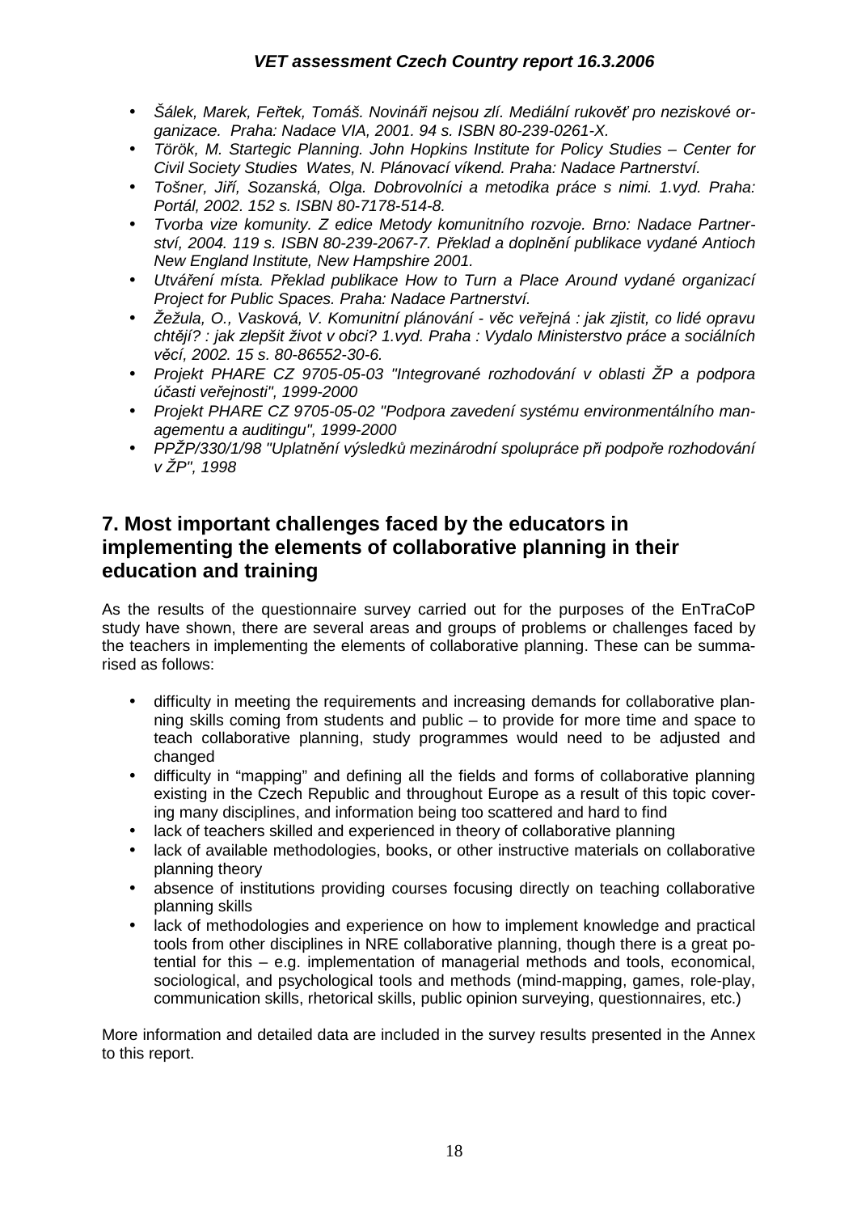- *Šálek, Marek, Feřtek, Tomáš. Novináři nejsou zlí. Mediální rukověť pro neziskové organizace. Praha: Nadace VIA, 2001. 94 s. ISBN 80-239-0261-X.*
- *Török, M. Startegic Planning. John Hopkins Institute for Policy Studies – Center for Civil Society Studies Wates, N. Plánovací víkend. Praha: Nadace Partnerství.*
- *Tošner, Jiří, Sozanská, Olga. Dobrovolníci a metodika práce s nimi. 1.vyd. Praha: Portál, 2002. 152 s. ISBN 80-7178-514-8.*
- *Tvorba vize komunity. Z edice Metody komunitního rozvoje. Brno: Nadace Partnerství, 2004. 119 s. ISBN 80-239-2067-7. Překlad a doplnění publikace vydané Antioch New England Institute, New Hampshire 2001.*
- *Utváření místa. Překlad publikace How to Turn a Place Around vydané organizací Project for Public Spaces. Praha: Nadace Partnerství.*
- *Žežula, O., Vasková, V. Komunitní plánování - věc veřejná : jak zjistit, co lidé opravu chtějí? : jak zlepšit život v obci? 1.vyd. Praha : Vydalo Ministerstvo práce a sociálních věcí, 2002. 15 s. 80-86552-30-6.*
- *Projekt PHARE CZ 9705-05-03 "Integrované rozhodování v oblasti ŽP a podpora účasti veřejnosti", 1999-2000*
- *Projekt PHARE CZ 9705-05-02 "Podpora zavedení systému environmentálního managementu a auditingu", 1999-2000*
- *PPŽP/330/1/98 "Uplatnění výsledků mezinárodní spolupráce při podpoře rozhodování v ŽP", 1998*

## 7. Most important challenges faced by the educators in implementing the elements of collaborative planning in their education and training

As the results of the questionnaire survey carried out for the purposes of the EnTraCoP study have shown, there are several areas and groups of problems or challenges faced by the teachers in implementing the elements of collaborative planning. These can be summarised as follows:

- difficulty in meeting the requirements and increasing demands for collaborative planning skills coming from students and public – to provide for more time and space to teach collaborative planning, study programmes would need to be adjusted and changed
- difficulty in "mapping" and defining all the fields and forms of collaborative planning existing in the Czech Republic and throughout Europe as a result of this topic covering many disciplines, and information being too scattered and hard to find
- lack of teachers skilled and experienced in theory of collaborative planning
- lack of available methodologies, books, or other instructive materials on collaborative planning theory
- absence of institutions providing courses focusing directly on teaching collaborative planning skills
- lack of methodologies and experience on how to implement knowledge and practical tools from other disciplines in NRE collaborative planning, though there is a great potential for this – e.g. implementation of managerial methods and tools, economical, sociological, and psychological tools and methods (mind-mapping, games, role-play, communication skills, rhetorical skills, public opinion surveying, questionnaires, etc.)

More information and detailed data are included in the survey results presented in the Annex to this report.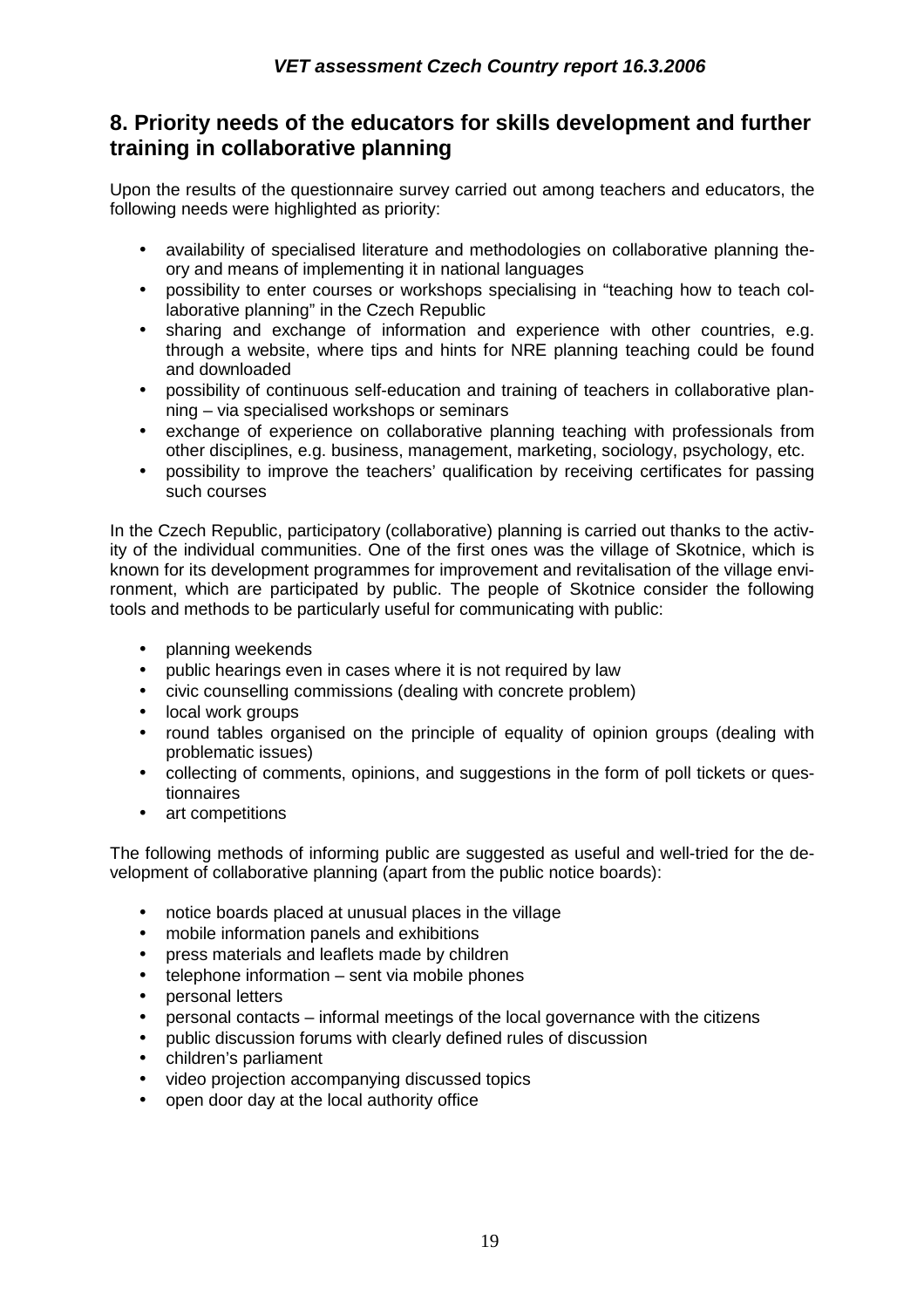## 8. Priority needs of the educators for skills development and further training in collaborative planning

Upon the results of the questionnaire survey carried out among teachers and educators, the following needs were highlighted as priority:

- availability of specialised literature and methodologies on collaborative planning theory and means of implementing it in national languages
- possibility to enter courses or workshops specialising in "teaching how to teach collaborative planning" in the Czech Republic
- sharing and exchange of information and experience with other countries, e.g. through a website, where tips and hints for NRE planning teaching could be found and downloaded
- possibility of continuous self-education and training of teachers in collaborative planning – via specialised workshops or seminars
- exchange of experience on collaborative planning teaching with professionals from other disciplines, e.g. business, management, marketing, sociology, psychology, etc.
- possibility to improve the teachers' qualification by receiving certificates for passing such courses

In the Czech Republic, participatory (collaborative) planning is carried out thanks to the activity of the individual communities. One of the first ones was the village of Skotnice, which is known for its development programmes for improvement and revitalisation of the village environment, which are participated by public. The people of Skotnice consider the following tools and methods to be particularly useful for communicating with public:

- planning weekends
- public hearings even in cases where it is not required by law
- civic counselling commissions (dealing with concrete problem)
- local work groups
- round tables organised on the principle of equality of opinion groups (dealing with problematic issues)
- collecting of comments, opinions, and suggestions in the form of poll tickets or questionnaires
- art competitions

The following methods of informing public are suggested as useful and well-tried for the development of collaborative planning (apart from the public notice boards):

- notice boards placed at unusual places in the village
- mobile information panels and exhibitions
- press materials and leaflets made by children
- telephone information – sent via mobile phones
- personal letters
- personal contacts – informal meetings of the local governance with the citizens
- public discussion forums with clearly defined rules of discussion
- children's parliament
- video projection accompanying discussed topics
- open door day at the local authority office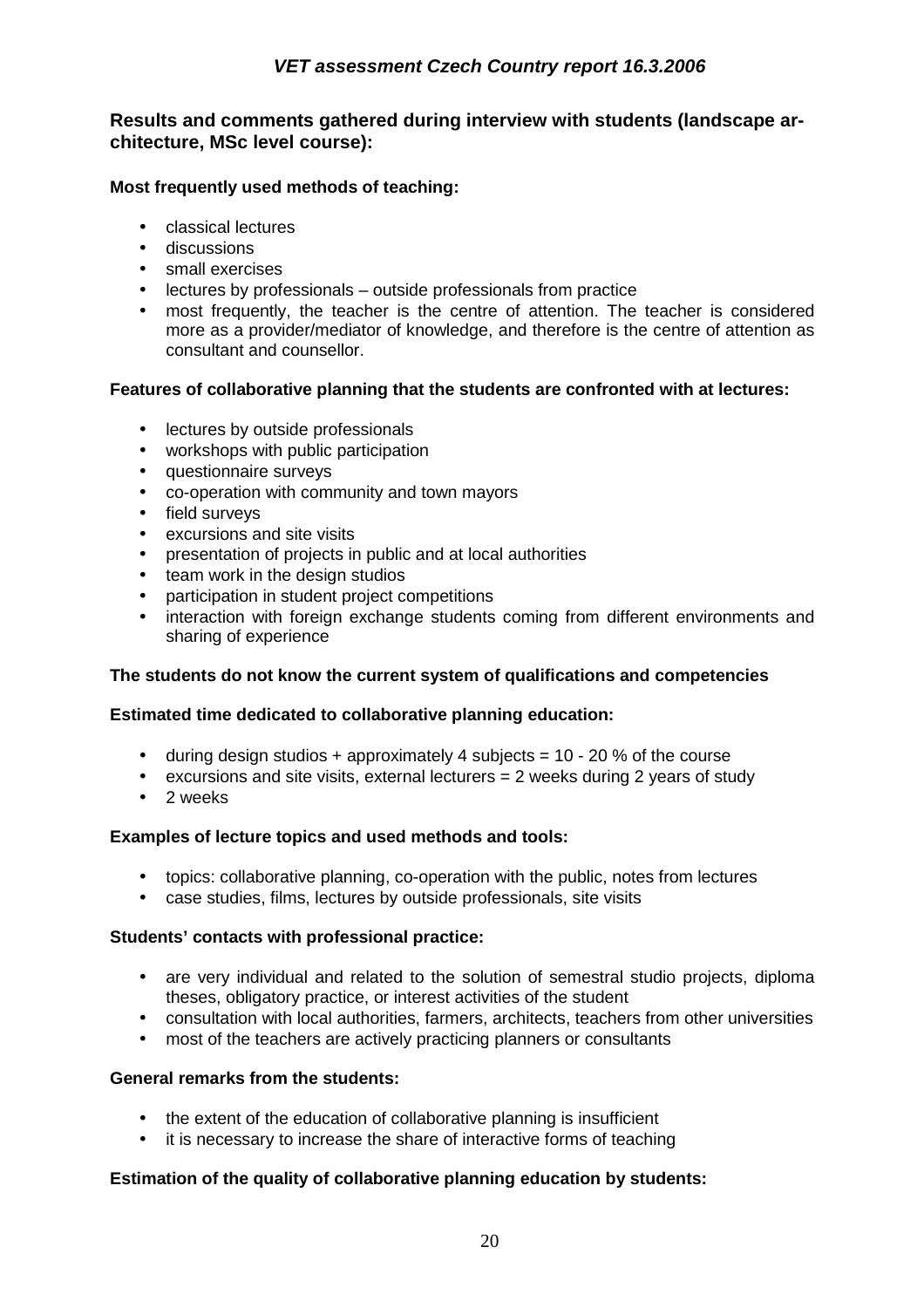**Results and comments gathered during interview with students (landscape architecture, MSc level course):**

**Most frequently used methods of teaching:**

- classical lectures
- discussions
- small exercises
- lectures by professionals – outside professionals from practice
- most frequently, the teacher is the centre of attention. The teacher is considered more as a provider/mediator of knowledge, and therefore is the centre of attention as consultant and counsellor.

**Features of collaborative planning that the students are confronted with at lectures:**

- lectures by outside professionals
- workshops with public participation
- questionnaire surveys
- co-operation with community and town mayors
- field surveys
- excursions and site visits
- presentation of projects in public and at local authorities
- team work in the design studios
- participation in student project competitions
- interaction with foreign exchange students coming from different environments and sharing of experience

**The students do not know the current system of qualifications and competencies**

**Estimated time dedicated to collaborative planning education:**

- during design studios + approximately 4 subjects = 10 - 20 % of the course
- excursions and site visits, external lecturers = 2 weeks during 2 years of study
- 2 weeks

**Examples of lecture topics and used methods and tools:**

- topics: collaborative planning, co-operation with the public, notes from lectures
- case studies, films, lectures by outside professionals, site visits

**Students' contacts with professional practice:**

- are very individual and related to the solution of semestral studio projects, diploma theses, obligatory practice, or interest activities of the student
- consultation with local authorities, farmers, architects, teachers from other universities
- most of the teachers are actively practicing planners or consultants

**General remarks from the students:**

- the extent of the education of collaborative planning is insufficient
- it is necessary to increase the share of interactive forms of teaching

**Estimation of the quality of collaborative planning education by students:**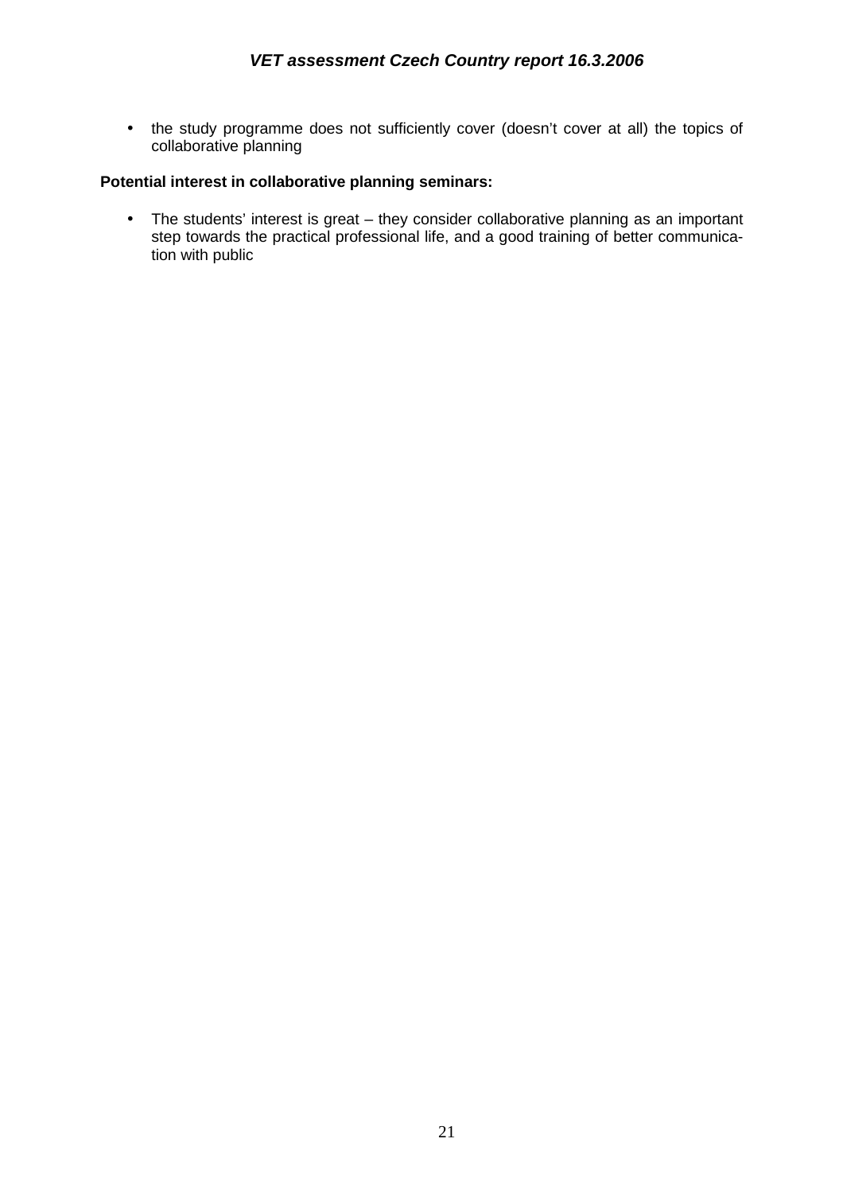- the study programme does not sufficiently cover (doesn't cover at all) the topics of collaborative planning

**Potential interest in collaborative planning seminars:**

- The students' interest is great – they consider collaborative planning as an important step towards the practical professional life, and a good training of better communication with public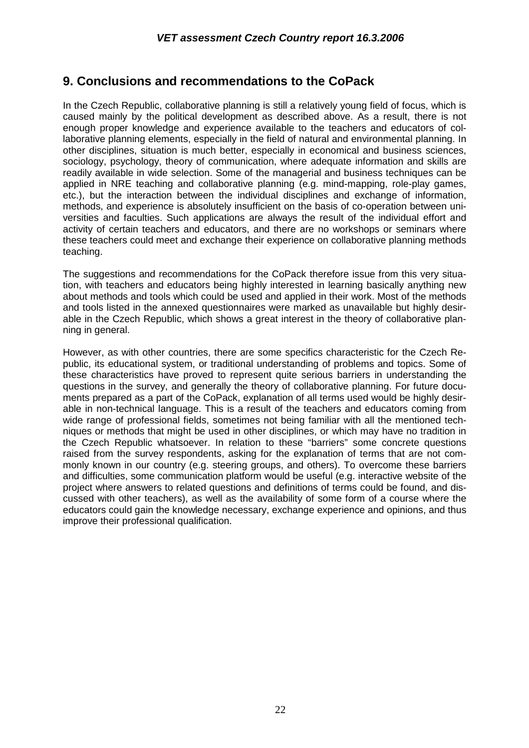## 9. Conclusions and recommendations to the CoPack

In the Czech Republic, collaborative planning is still a relatively young field of focus, which is caused mainly by the political development as described above. As a result, there is not enough proper knowledge and experience available to the teachers and educators of collaborative planning elements, especially in the field of natural and environmental planning. In other disciplines, situation is much better, especially in economical and business sciences, sociology, psychology, theory of communication, where adequate information and skills are readily available in wide selection. Some of the managerial and business techniques can be applied in NRE teaching and collaborative planning (e.g. mind-mapping, role-play games, etc.), but the interaction between the individual disciplines and exchange of information, methods, and experience is absolutely insufficient on the basis of co-operation between universities and faculties. Such applications are always the result of the individual effort and activity of certain teachers and educators, and there are no workshops or seminars where these teachers could meet and exchange their experience on collaborative planning methods teaching.

The suggestions and recommendations for the CoPack therefore issue from this very situation, with teachers and educators being highly interested in learning basically anything new about methods and tools which could be used and applied in their work. Most of the methods and tools listed in the annexed questionnaires were marked as unavailable but highly desirable in the Czech Republic, which shows a great interest in the theory of collaborative planning in general.

However, as with other countries, there are some specifics characteristic for the Czech Republic, its educational system, or traditional understanding of problems and topics. Some of these characteristics have proved to represent quite serious barriers in understanding the questions in the survey, and generally the theory of collaborative planning. For future documents prepared as a part of the CoPack, explanation of all terms used would be highly desirable in non-technical language. This is a result of the teachers and educators coming from wide range of professional fields, sometimes not being familiar with all the mentioned techniques or methods that might be used in other disciplines, or which may have no tradition in the Czech Republic whatsoever. In relation to these "barriers" some concrete questions raised from the survey respondents, asking for the explanation of terms that are not commonly known in our country (e.g. steering groups, and others). To overcome these barriers and difficulties, some communication platform would be useful (e.g. interactive website of the project where answers to related questions and definitions of terms could be found, and discussed with other teachers), as well as the availability of some form of a course where the educators could gain the knowledge necessary, exchange experience and opinions, and thus improve their professional qualification.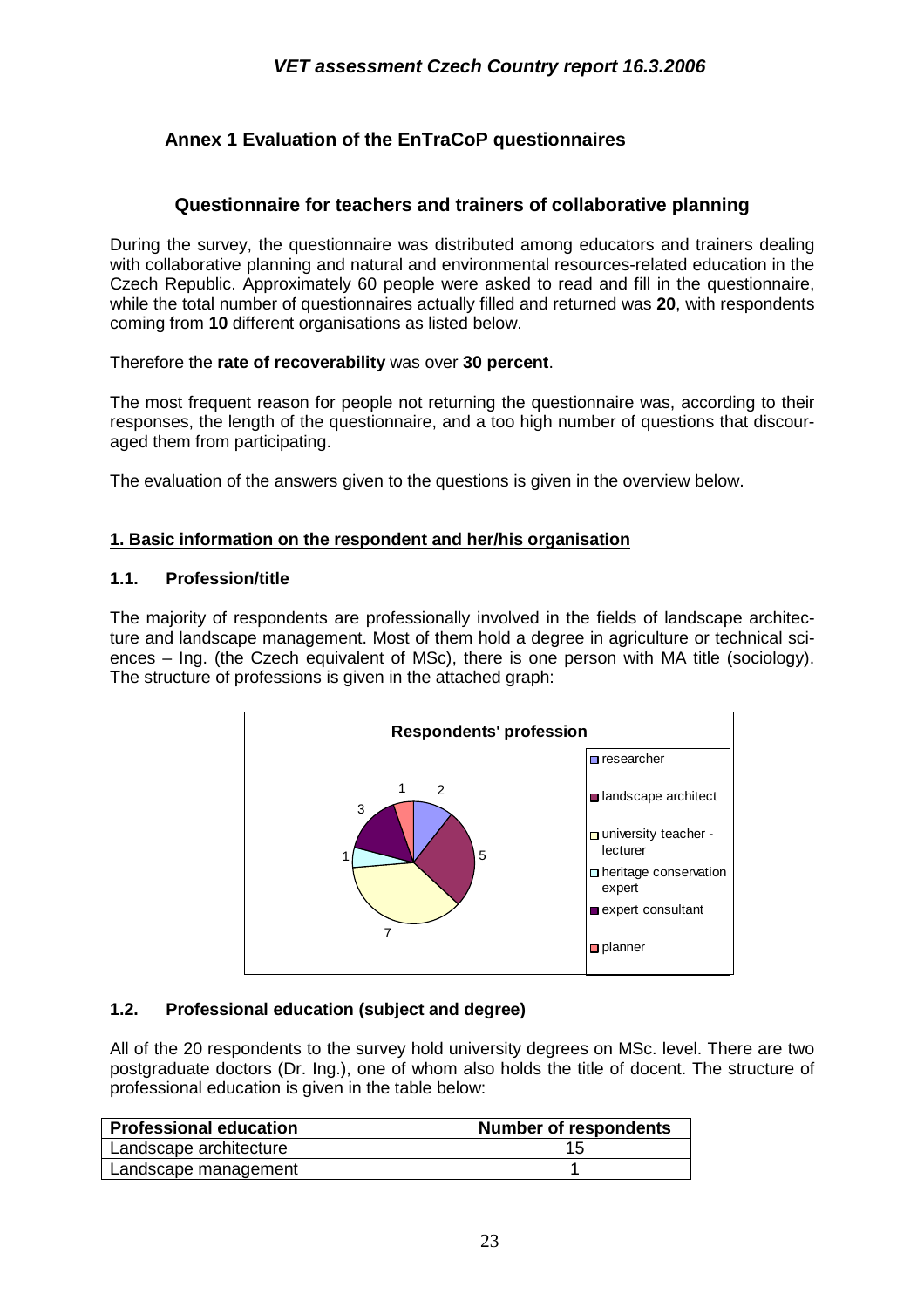## Annex 1 Evaluation of the EnTraCoP questionnaires

### Questionnaire for teachers and trainers of collaborative planning

During the survey, the questionnaire was distributed among educators and trainers dealing with collaborative planning and natural and environmental resources-related education in the Czech Republic. Approximately 60 people were asked to read and fill in the questionnaire, while the total number of questionnaires actually filled and returned was **20**, with respondents coming from **10** different organisations as listed below.

Therefore the **rate of recoverability** was over **30 percent**.

The most frequent reason for people not returning the questionnaire was, according to their responses, the length of the questionnaire, and a too high number of questions that discouraged them from participating.

The evaluation of the answers given to the questions is given in the overview below.

#### 1. Basic information on the respondent and her/his organisation

#### 1.1. Profession/title

The majority of respondents are professionally involved in the fields of landscape architecture and landscape management. Most of them hold a degree in agriculture or technical sciences – Ing. (the Czech equivalent of MSc), there is one person with MA title (sociology). The structure of professions is given in the attached graph:

**Respondents' profession**

| Profession | Number |
|---|---|
| researcher | 2 |
| landscape architect | 5 |
| university teacher - lecturer | 7 |
| heritage conservation expert | 1 |
| expert consultant | 3 |
| planner | 1 |

#### 1.2. Professional education (subject and degree)

All of the 20 respondents to the survey hold university degrees on MSc. level. There are two postgraduate doctors (Dr. Ing.), one of whom also holds the title of docent. The structure of professional education is given in the table below:

| Professional education | Number of respondents |
|---|---|
| Landscape architecture | 15 |
| Landscape management | 1 |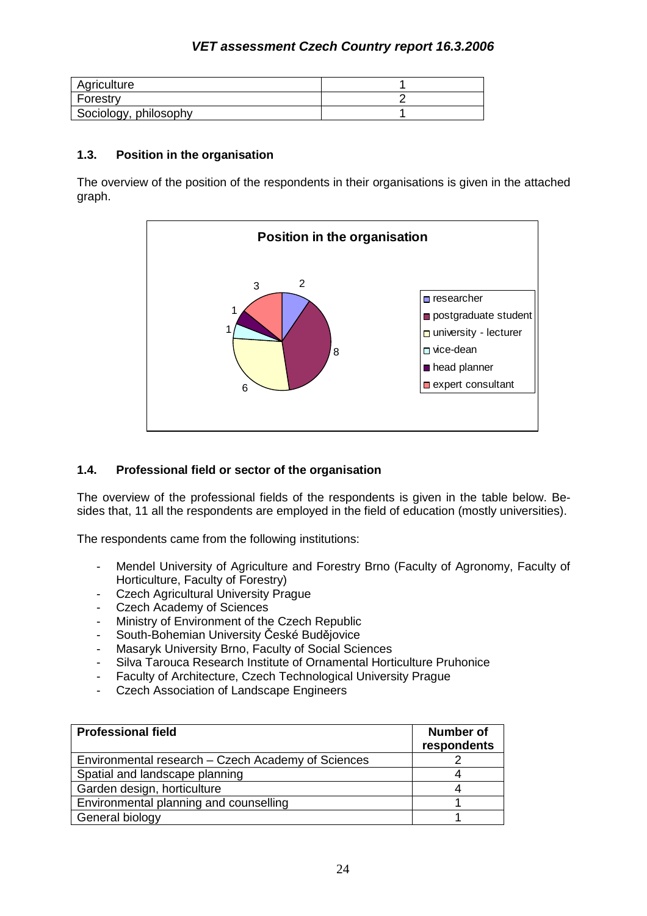| Agriculture | 1 |
|---|---|
| Forestry | 2 |
| Sociology, philosophy | 1 |

### 1.3. Position in the organisation

The overview of the position of the respondents in their organisations is given in the attached graph.

**Position in the organisation**

| Position | Number |
|---|---|
| researcher | 2 |
| postgraduate student | 8 |
| university - lecturer | 6 |
| vice-dean | 1 |
| head planner | 1 |
| expert consultant | 3 |

### 1.4. Professional field or sector of the organisation

The overview of the professional fields of the respondents is given in the table below. Besides that, 11 all the respondents are employed in the field of education (mostly universities).

The respondents came from the following institutions:

- Mendel University of Agriculture and Forestry Brno (Faculty of Agronomy, Faculty of Horticulture, Faculty of Forestry)
- Czech Agricultural University Prague
- Czech Academy of Sciences
- Ministry of Environment of the Czech Republic
- South-Bohemian University České Budějovice
- Masaryk University Brno, Faculty of Social Sciences
- Silva Tarouca Research Institute of Ornamental Horticulture Pruhonice
- Faculty of Architecture, Czech Technological University Prague
- Czech Association of Landscape Engineers

| Professional field | Number of respondents |
|---|---|
| Environmental research – Czech Academy of Sciences | 2 |
| Spatial and landscape planning | 4 |
| Garden design, horticulture | 4 |
| Environmental planning and counselling | 1 |
| General biology | 1 |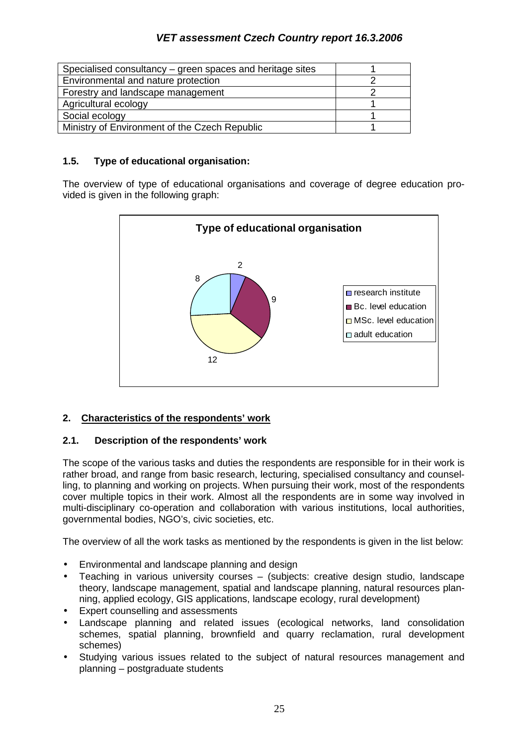| Specialised consultancy – green spaces and heritage sites | 1 |
| --- | --- |
| Environmental and nature protection | 2 |
| Forestry and landscape management | 2 |
| Agricultural ecology | 1 |
| Social ecology | 1 |
| Ministry of Environment of the Czech Republic | 1 |

### 1.5. Type of educational organisation:

The overview of type of educational organisations and coverage of degree education provided is given in the following graph:

**Type of educational organisation**

| Type | Number |
| --- | --- |
| research institute | 2 |
| Bc. level education | 9 |
| MSc. level education | 12 |
| adult education | 8 |

## 2. Characteristics of the respondents' work

### 2.1. Description of the respondents' work

The scope of the various tasks and duties the respondents are responsible for in their work is rather broad, and range from basic research, lecturing, specialised consultancy and counselling, to planning and working on projects. When pursuing their work, most of the respondents cover multiple topics in their work. Almost all the respondents are in some way involved in multi-disciplinary co-operation and collaboration with various institutions, local authorities, governmental bodies, NGO's, civic societies, etc.

The overview of all the work tasks as mentioned by the respondents is given in the list below:

- Environmental and landscape planning and design
- Teaching in various university courses – (subjects: creative design studio, landscape theory, landscape management, spatial and landscape planning, natural resources planning, applied ecology, GIS applications, landscape ecology, rural development)
- Expert counselling and assessments
- Landscape planning and related issues (ecological networks, land consolidation schemes, spatial planning, brownfield and quarry reclamation, rural development schemes)
- Studying various issues related to the subject of natural resources management and planning – postgraduate students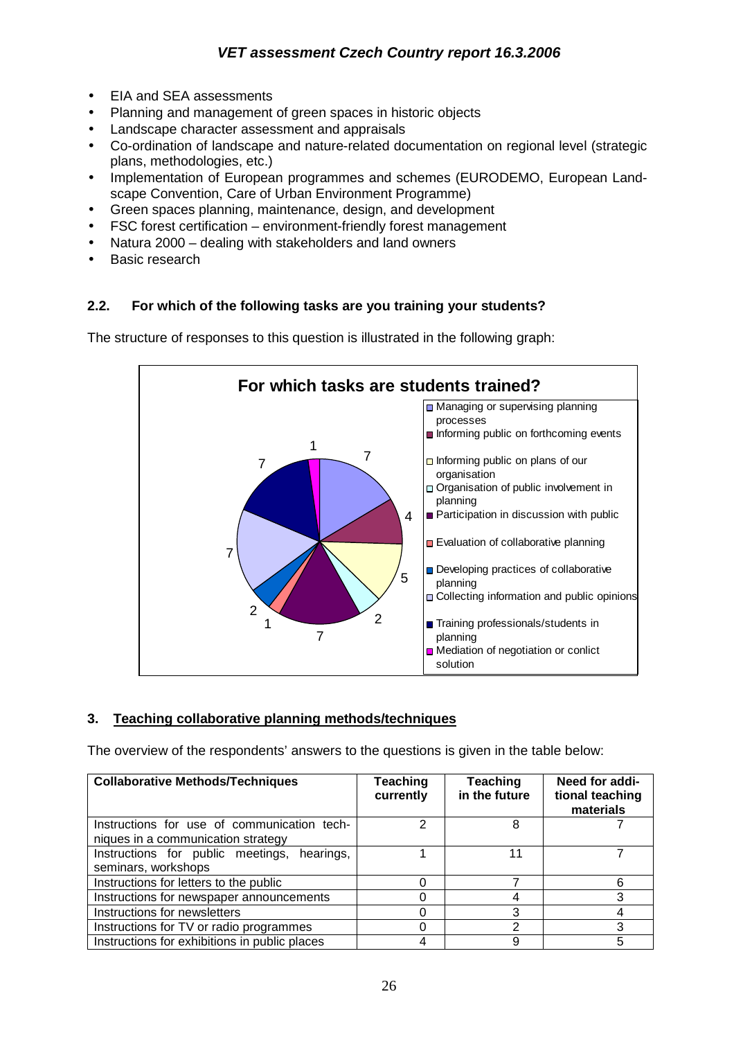- EIA and SEA assessments
- Planning and management of green spaces in historic objects
- Landscape character assessment and appraisals
- Co-ordination of landscape and nature-related documentation on regional level (strategic plans, methodologies, etc.)
- Implementation of European programmes and schemes (EURODEMO, European Landscape Convention, Care of Urban Environment Programme)
- Green spaces planning, maintenance, design, and development
- FSC forest certification – environment-friendly forest management
- Natura 2000 – dealing with stakeholders and land owners
- Basic research

### 2.2. For which of the following tasks are you training your students?

The structure of responses to this question is illustrated in the following graph:

**For which tasks are students trained?**

| Task | Responses |
|---|---|
| Managing or supervising planning processes | 7 |
| Informing public on forthcoming events | 4 |
| Informing public on plans of our organisation | 5 |
| Organisation of public involvement in planning | 2 |
| Participation in discussion with public | 7 |
| Evaluation of collaborative planning | 1 |
| Developing practices of collaborative planning | 2 |
| Collecting information and public opinions | 7 |
| Training professionals/students in planning | 7 |
| Mediation of negotiation or conlict solution | 1 |

## 3. Teaching collaborative planning methods/techniques

The overview of the respondents' answers to the questions is given in the table below:

| Collaborative Methods/Techniques | Teaching currently | Teaching in the future | Need for additional teaching materials |
|---|---|---|---|
| Instructions for use of communication techniques in a communication strategy | 2 | 8 | 7 |
| Instructions for public meetings, hearings, seminars, workshops | 1 | 11 | 7 |
| Instructions for letters to the public | 0 | 7 | 6 |
| Instructions for newspaper announcements | 0 | 4 | 3 |
| Instructions for newsletters | 0 | 3 | 4 |
| Instructions for TV or radio programmes | 0 | 2 | 3 |
| Instructions for exhibitions in public places | 4 | 9 | 5 |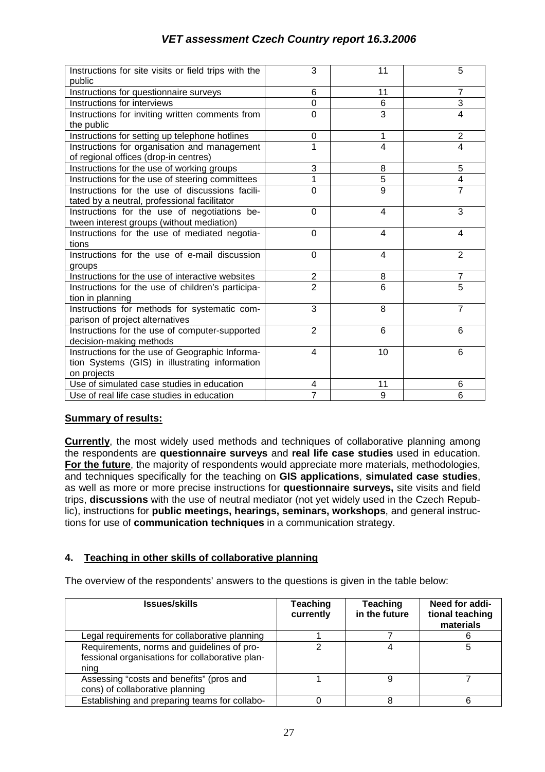| | | | |
|---|---|---|---|
| Instructions for site visits or field trips with the public | 3 | 11 | 5 |
| Instructions for questionnaire surveys | 6 | 11 | 7 |
| Instructions for interviews | 0 | 6 | 3 |
| Instructions for inviting written comments from the public | 0 | 3 | 4 |
| Instructions for setting up telephone hotlines | 0 | 1 | 2 |
| Instructions for organisation and management of regional offices (drop-in centres) | 1 | 4 | 4 |
| Instructions for the use of working groups | 3 | 8 | 5 |
| Instructions for the use of steering committees | 1 | 5 | 4 |
| Instructions for the use of discussions facilitated by a neutral, professional facilitator | 0 | 9 | 7 |
| Instructions for the use of negotiations between interest groups (without mediation) | 0 | 4 | 3 |
| Instructions for the use of mediated negotiations | 0 | 4 | 4 |
| Instructions for the use of e-mail discussion groups | 0 | 4 | 2 |
| Instructions for the use of interactive websites | 2 | 8 | 7 |
| Instructions for the use of children's participation in planning | 2 | 6 | 5 |
| Instructions for methods for systematic comparison of project alternatives | 3 | 8 | 7 |
| Instructions for the use of computer-supported decision-making methods | 2 | 6 | 6 |
| Instructions for the use of Geographic Information Systems (GIS) in illustrating information on projects | 4 | 10 | 6 |
| Use of simulated case studies in education | 4 | 11 | 6 |
| Use of real life case studies in education | 7 | 9 | 6 |

**Summary of results:**

**Currently**, the most widely used methods and techniques of collaborative planning among the respondents are **questionnaire surveys** and **real life case studies** used in education. **For the future**, the majority of respondents would appreciate more materials, methodologies, and techniques specifically for the teaching on **GIS applications**, **simulated case studies**, as well as more or more precise instructions for **questionnaire surveys,** site visits and field trips, **discussions** with the use of neutral mediator (not yet widely used in the Czech Republic), instructions for **public meetings, hearings, seminars, workshops**, and general instructions for use of **communication techniques** in a communication strategy.

## 4. Teaching in other skills of collaborative planning

The overview of the respondents' answers to the questions is given in the table below:

| Issues/skills | Teaching currently | Teaching in the future | Need for additional teaching materials |
|---|---|---|---|
| Legal requirements for collaborative planning | 1 | 7 | 6 |
| Requirements, norms and guidelines of professional organisations for collaborative planning | 2 | 4 | 5 |
| Assessing "costs and benefits" (pros and cons) of collaborative planning | 1 | 9 | 7 |
| Establishing and preparing teams for collabo- | 0 | 8 | 6 |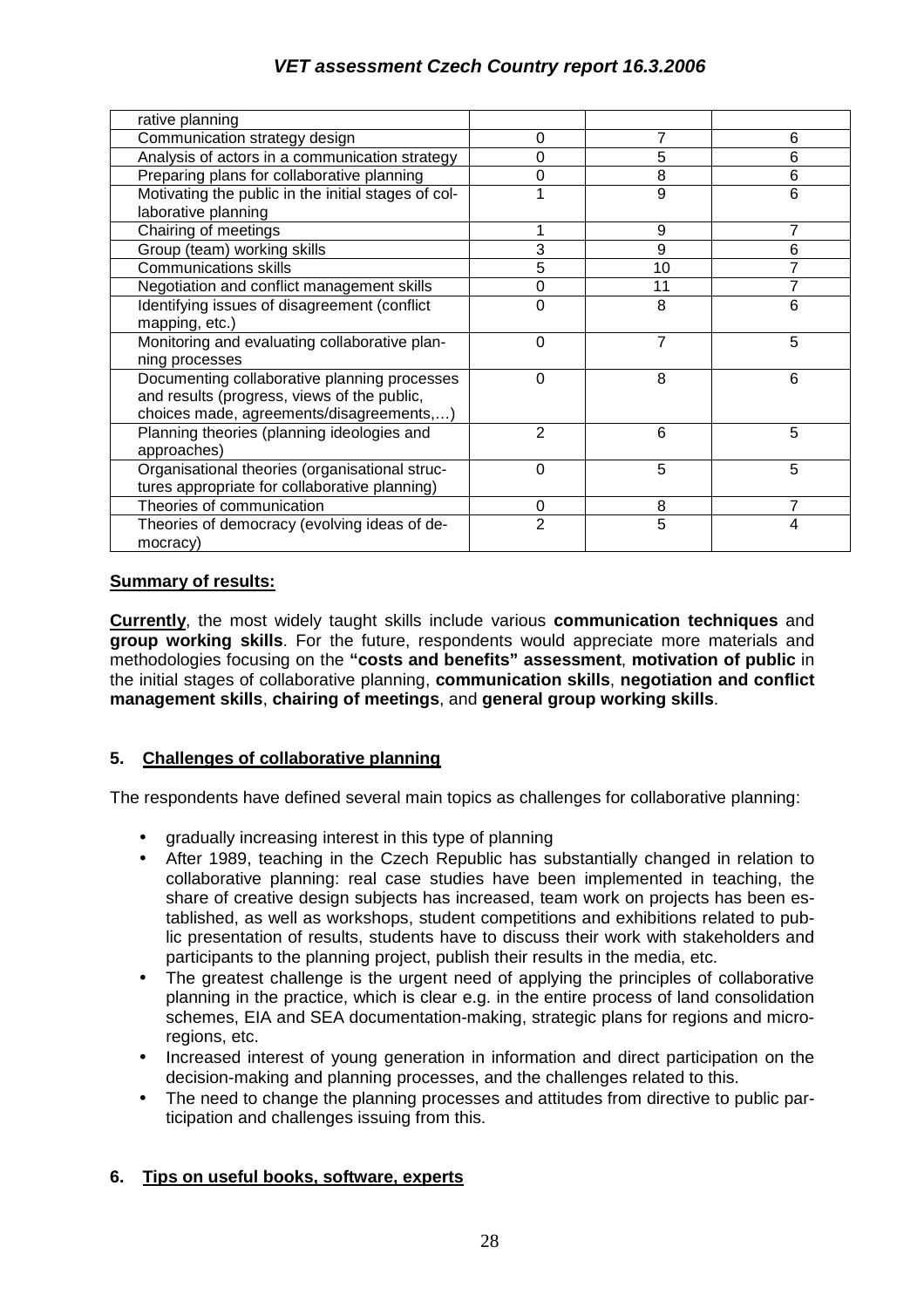| | | | |
|---|---|---|---|
| rative planning | | | |
| Communication strategy design | 0 | 7 | 6 |
| Analysis of actors in a communication strategy | 0 | 5 | 6 |
| Preparing plans for collaborative planning | 0 | 8 | 6 |
| Motivating the public in the initial stages of collaborative planning | 1 | 9 | 6 |
| Chairing of meetings | 1 | 9 | 7 |
| Group (team) working skills | 3 | 9 | 6 |
| Communications skills | 5 | 10 | 7 |
| Negotiation and conflict management skills | 0 | 11 | 7 |
| Identifying issues of disagreement (conflict mapping, etc.) | 0 | 8 | 6 |
| Monitoring and evaluating collaborative planning processes | 0 | 7 | 5 |
| Documenting collaborative planning processes and results (progress, views of the public, choices made, agreements/disagreements,…) | 0 | 8 | 6 |
| Planning theories (planning ideologies and approaches) | 2 | 6 | 5 |
| Organisational theories (organisational structures appropriate for collaborative planning) | 0 | 5 | 5 |
| Theories of communication | 0 | 8 | 7 |
| Theories of democracy (evolving ideas of democracy) | 2 | 5 | 4 |

**Summary of results:**

**Currently**, the most widely taught skills include various **communication techniques** and **group working skills**. For the future, respondents would appreciate more materials and methodologies focusing on the **"costs and benefits" assessment**, **motivation of public** in the initial stages of collaborative planning, **communication skills**, **negotiation and conflict management skills**, **chairing of meetings**, and **general group working skills**.

## 5. Challenges of collaborative planning

The respondents have defined several main topics as challenges for collaborative planning:

- gradually increasing interest in this type of planning
- After 1989, teaching in the Czech Republic has substantially changed in relation to collaborative planning: real case studies have been implemented in teaching, the share of creative design subjects has increased, team work on projects has been established, as well as workshops, student competitions and exhibitions related to public presentation of results, students have to discuss their work with stakeholders and participants to the planning project, publish their results in the media, etc.
- The greatest challenge is the urgent need of applying the principles of collaborative planning in the practice, which is clear e.g. in the entire process of land consolidation schemes, EIA and SEA documentation-making, strategic plans for regions and micro-regions, etc.
- Increased interest of young generation in information and direct participation on the decision-making and planning processes, and the challenges related to this.
- The need to change the planning processes and attitudes from directive to public participation and challenges issuing from this.

## 6. Tips on useful books, software, experts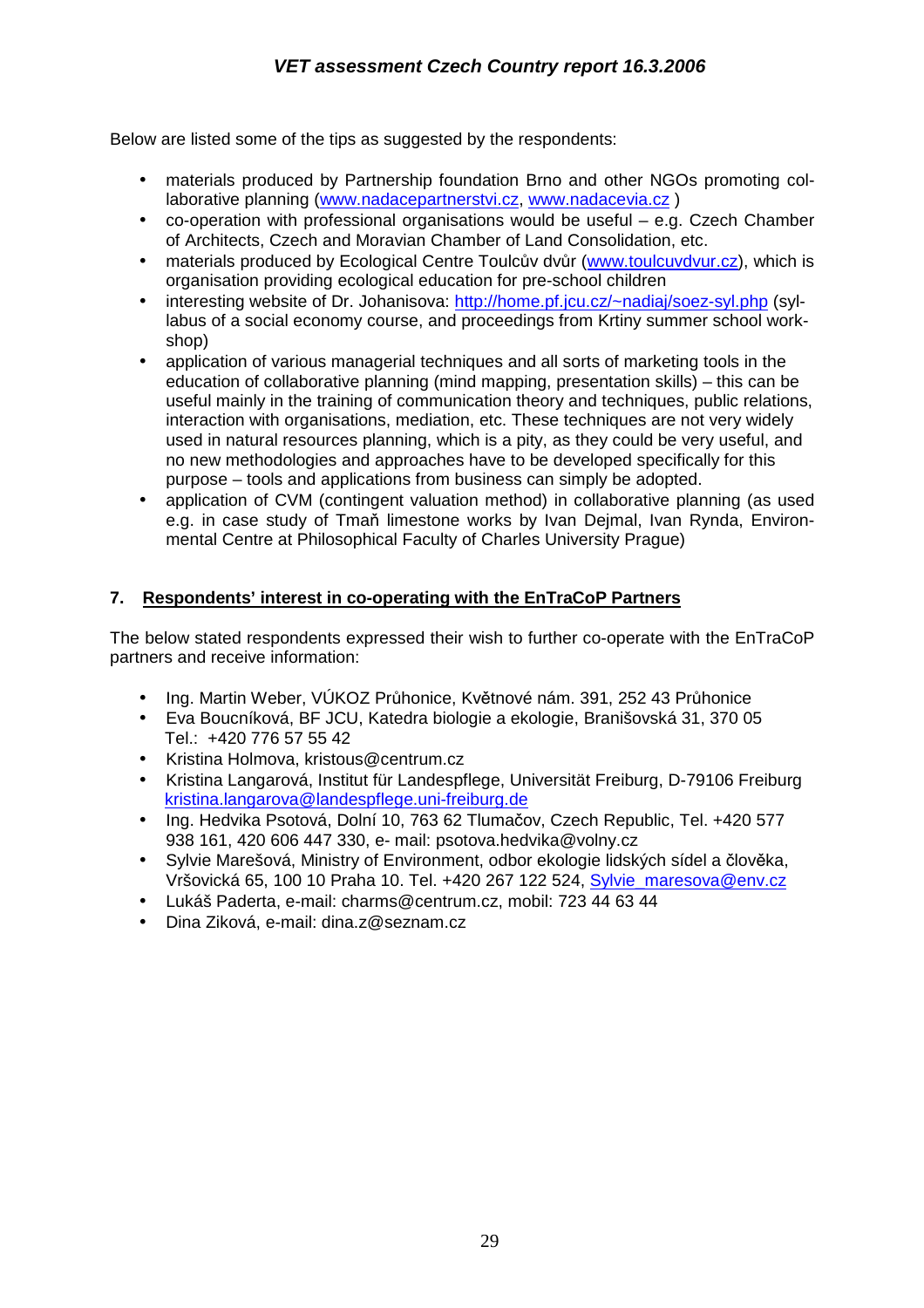Below are listed some of the tips as suggested by the respondents:

- materials produced by Partnership foundation Brno and other NGOs promoting collaborative planning (www.nadacepartnerstvi.cz, www.nadacevia.cz )
- co-operation with professional organisations would be useful – e.g. Czech Chamber of Architects, Czech and Moravian Chamber of Land Consolidation, etc.
- materials produced by Ecological Centre Toulcův dvůr (www.toulcuvdvur.cz), which is organisation providing ecological education for pre-school children
- interesting website of Dr. Johanisova: http://home.pf.jcu.cz/~nadiaj/soez-syl.php (syllabus of a social economy course, and proceedings from Krtiny summer school workshop)
- application of various managerial techniques and all sorts of marketing tools in the education of collaborative planning (mind mapping, presentation skills) – this can be useful mainly in the training of communication theory and techniques, public relations, interaction with organisations, mediation, etc. These techniques are not very widely used in natural resources planning, which is a pity, as they could be very useful, and no new methodologies and approaches have to be developed specifically for this purpose – tools and applications from business can simply be adopted.
- application of CVM (contingent valuation method) in collaborative planning (as used e.g. in case study of Tmaň limestone works by Ivan Dejmal, Ivan Rynda, Environmental Centre at Philosophical Faculty of Charles University Prague)

## 7. Respondents' interest in co-operating with the EnTraCoP Partners

The below stated respondents expressed their wish to further co-operate with the EnTraCoP partners and receive information:

- Ing. Martin Weber, VÚKOZ Průhonice, Květnové nám. 391, 252 43 Průhonice
- Eva Boucníková, BF JCU, Katedra biologie a ekologie, Branišovská 31, 370 05 Tel.: +420 776 57 55 42
- Kristina Holmova, kristous@centrum.cz
- Kristina Langarová, Institut für Landespflege, Universität Freiburg, D-79106 Freiburg kristina.langarova@landespflege.uni-freiburg.de
- Ing. Hedvika Psotová, Dolní 10, 763 62 Tlumačov, Czech Republic, Tel. +420 577 938 161, 420 606 447 330, e- mail: psotova.hedvika@volny.cz
- Sylvie Marešová, Ministry of Environment, odbor ekologie lidských sídel a člověka, Vršovická 65, 100 10 Praha 10. Tel. +420 267 122 524, Sylvie_maresova@env.cz
- Lukáš Paderta, e-mail: charms@centrum.cz, mobil: 723 44 63 44
- Dina Ziková, e-mail: dina.z@seznam.cz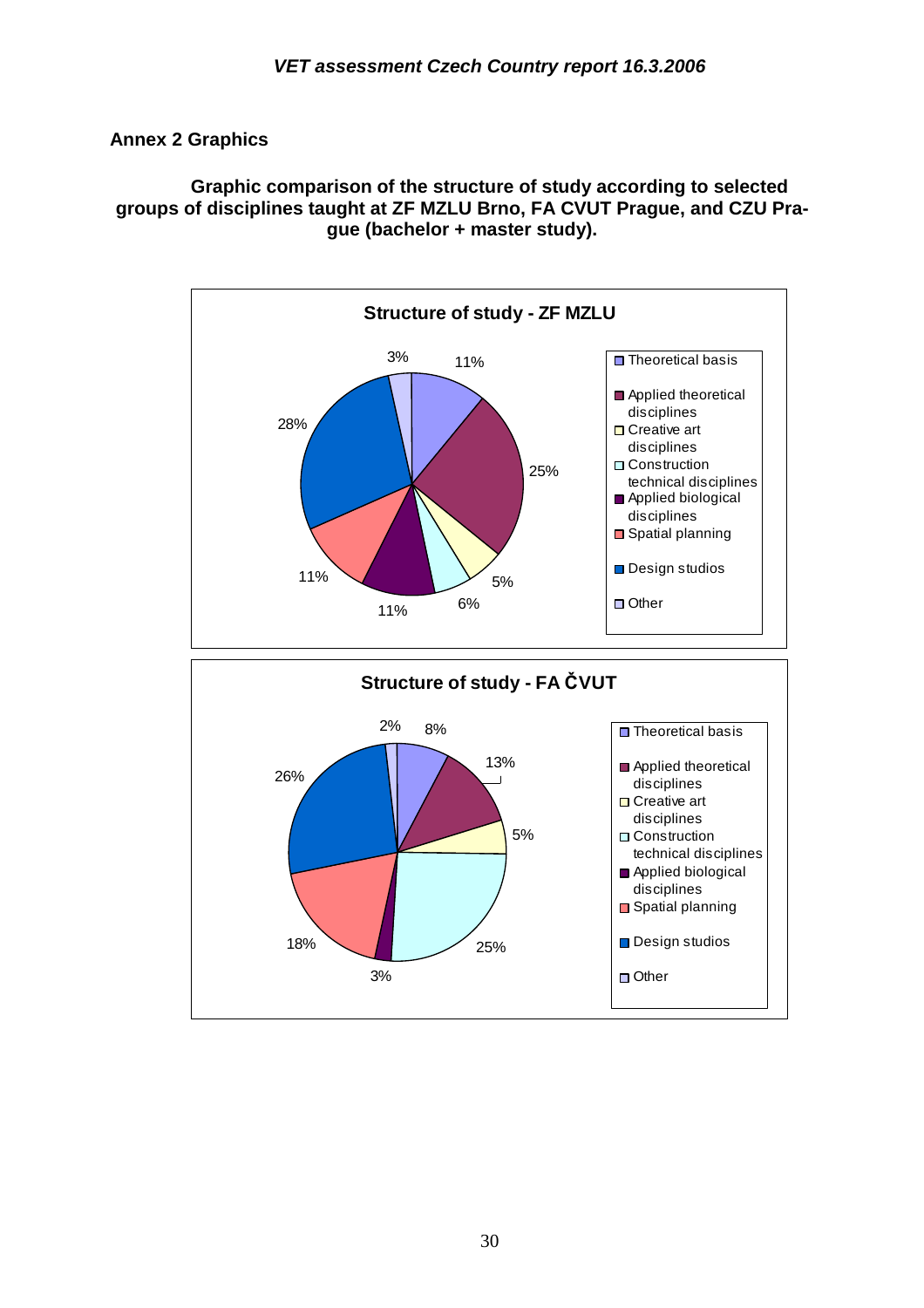## Annex 2 Graphics

**Graphic comparison of the structure of study according to selected groups of disciplines taught at ZF MZLU Brno, FA CVUT Prague, and CZU Prague (bachelor + master study).**

**Structure of study - ZF MZLU**

| Group of disciplines | Share |
|---|---|
| Theoretical basis | 11% |
| Applied theoretical disciplines | 25% |
| Creative art disciplines | 5% |
| Construction technical disciplines | 6% |
| Applied biological disciplines | 11% |
| Spatial planning | 11% |
| Design studios | 28% |
| Other | 3% |

**Structure of study - FA ČVUT**

| Group of disciplines | Share |
|---|---|
| Theoretical basis | 8% |
| Applied theoretical disciplines | 13% |
| Creative art disciplines | 5% |
| Construction technical disciplines | 25% |
| Applied biological disciplines | 3% |
| Spatial planning | 18% |
| Design studios | 26% |
| Other | 2% |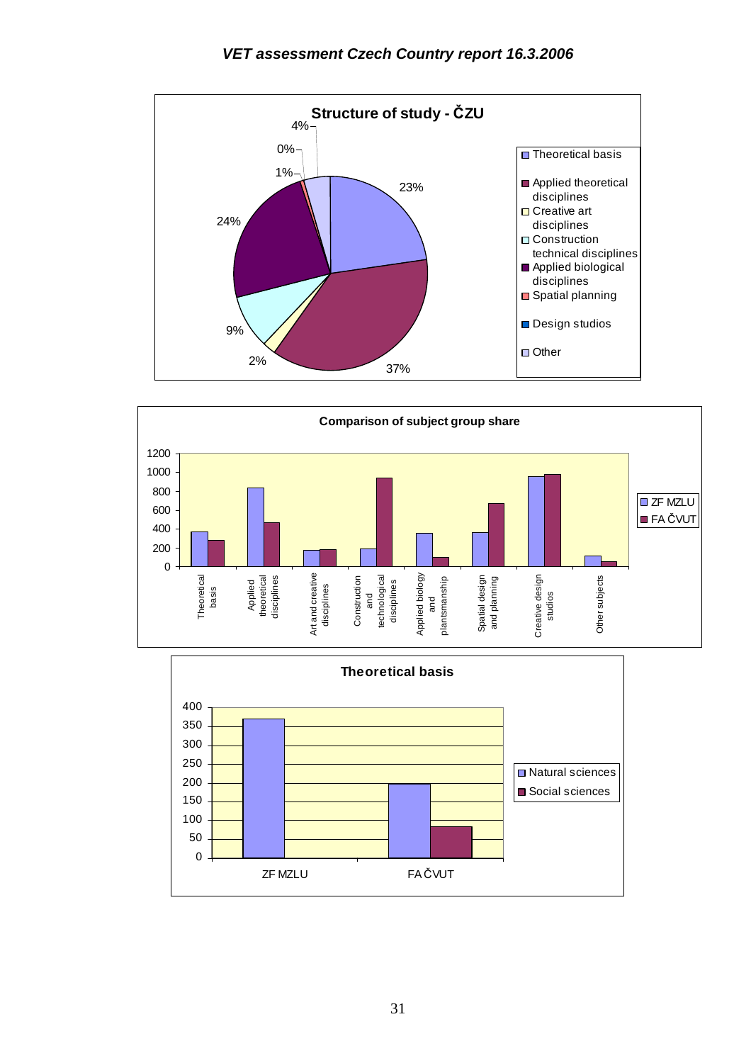**Structure of study - ČZU**

| Category | Share |
| --- | --- |
| Theoretical basis | 23% |
| Applied theoretical disciplines | 37% |
| Creative art disciplines | 2% |
| Construction technical disciplines | 9% |
| Applied biological disciplines | 24% |
| Spatial planning | 1% |
| Design studios | 0% |
| Other | 4% |

**Comparison of subject group share**

Legend: ZF MZLU, FA ČVUT

Categories: Theoretical basis; Applied theoretical disciplines; Art and creative disciplines; Construction and technological disciplines; Applied biology and plantsmanship; Spatial design and planning; Creative design studios; Other subjects

**Theoretical basis**

Legend: Natural sciences, Social sciences

Categories: ZF MZLU; FA ČVUT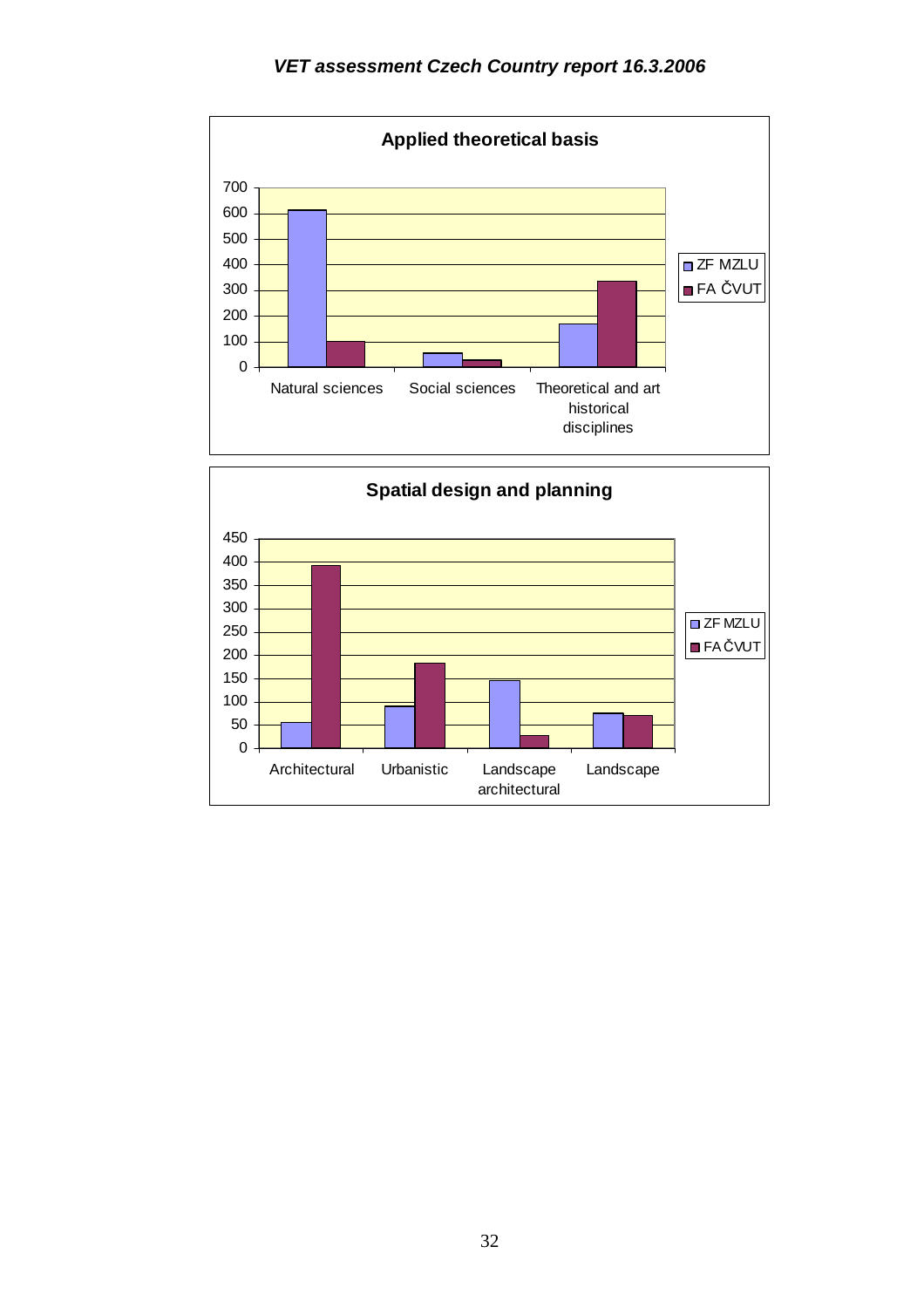**Applied theoretical basis**

700
600
500
400
300
200
100
0

Natural sciences
Social sciences
Theoretical and art historical disciplines

ZF MZLU
FA ČVUT

**Spatial design and planning**

450
400
350
300
250
200
150
100
50
0

Architectural
Urbanistic
Landscape architectural
Landscape

ZF MZLU
FA ČVUT